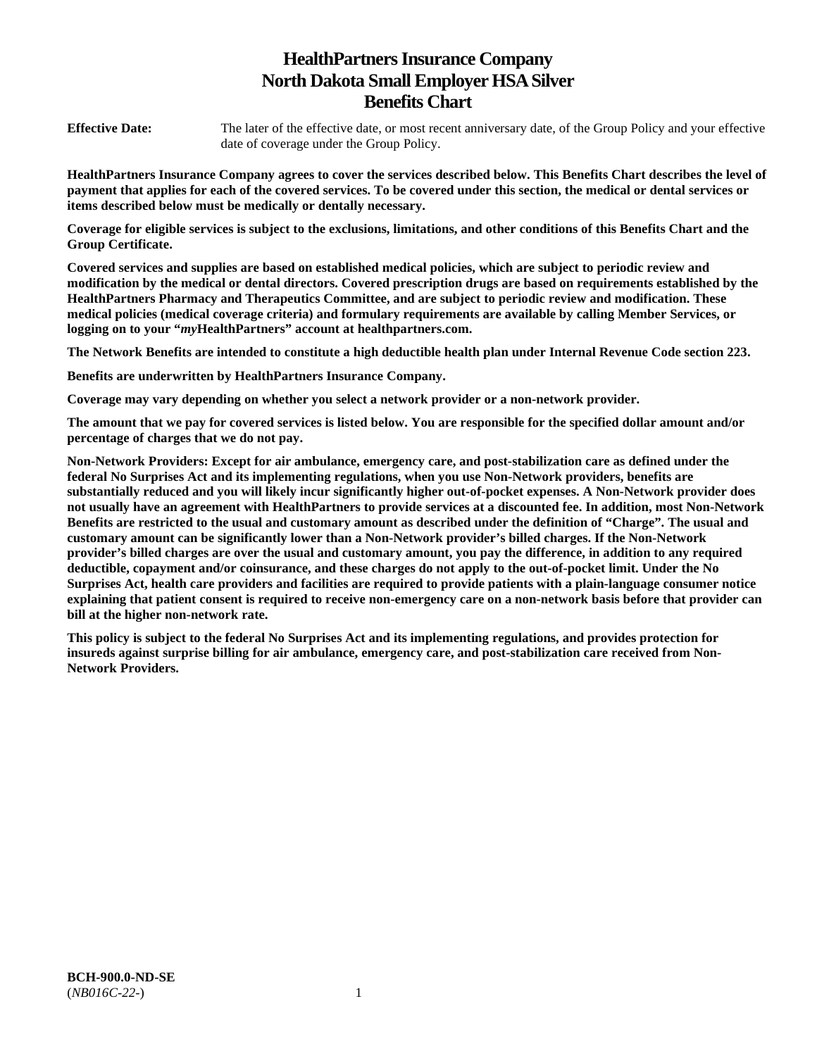# HealthPartners Insurance Company
# North Dakota Small Employer HSA Silver
# Benefits Chart

**Effective Date:** The later of the effective date, or most recent anniversary date, of the Group Policy and your effective date of coverage under the Group Policy.

**HealthPartners Insurance Company agrees to cover the services described below. This Benefits Chart describes the level of payment that applies for each of the covered services. To be covered under this section, the medical or dental services or items described below must be medically or dentally necessary.**

**Coverage for eligible services is subject to the exclusions, limitations, and other conditions of this Benefits Chart and the Group Certificate.**

**Covered services and supplies are based on established medical policies, which are subject to periodic review and modification by the medical or dental directors. Covered prescription drugs are based on requirements established by the HealthPartners Pharmacy and Therapeutics Committee, and are subject to periodic review and modification. These medical policies (medical coverage criteria) and formulary requirements are available by calling Member Services, or logging on to your "*my*HealthPartners" account at healthpartners.com.**

**The Network Benefits are intended to constitute a high deductible health plan under Internal Revenue Code section 223.**

**Benefits are underwritten by HealthPartners Insurance Company.**

**Coverage may vary depending on whether you select a network provider or a non-network provider.**

**The amount that we pay for covered services is listed below. You are responsible for the specified dollar amount and/or percentage of charges that we do not pay.**

**Non-Network Providers: Except for air ambulance, emergency care, and post-stabilization care as defined under the federal No Surprises Act and its implementing regulations, when you use Non-Network providers, benefits are substantially reduced and you will likely incur significantly higher out-of-pocket expenses. A Non-Network provider does not usually have an agreement with HealthPartners to provide services at a discounted fee. In addition, most Non-Network Benefits are restricted to the usual and customary amount as described under the definition of "Charge". The usual and customary amount can be significantly lower than a Non-Network provider's billed charges. If the Non-Network provider's billed charges are over the usual and customary amount, you pay the difference, in addition to any required deductible, copayment and/or coinsurance, and these charges do not apply to the out-of-pocket limit. Under the No Surprises Act, health care providers and facilities are required to provide patients with a plain-language consumer notice explaining that patient consent is required to receive non-emergency care on a non-network basis before that provider can bill at the higher non-network rate.**

**This policy is subject to the federal No Surprises Act and its implementing regulations, and provides protection for insureds against surprise billing for air ambulance, emergency care, and post-stabilization care received from Non-Network Providers.**

**BCH-900.0-ND-SE**
(*NB016C-22-*)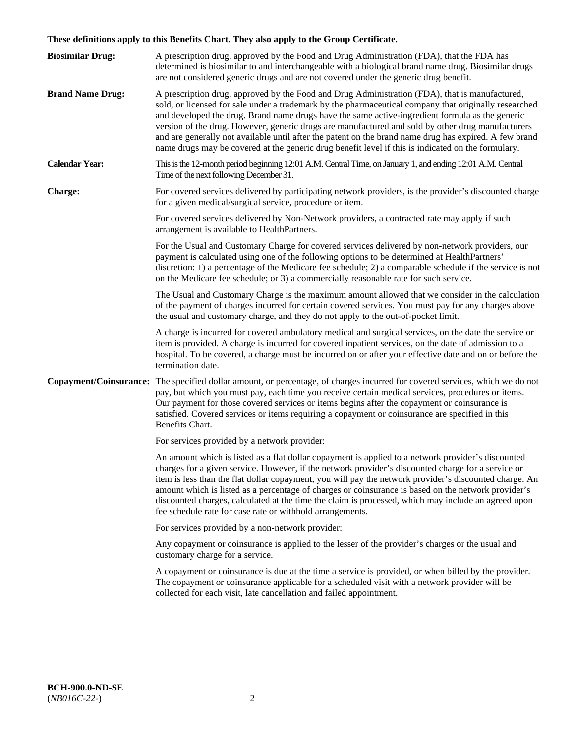**These definitions apply to this Benefits Chart. They also apply to the Group Certificate.**

**Biosimilar Drug:** A prescription drug, approved by the Food and Drug Administration (FDA), that the FDA has determined is biosimilar to and interchangeable with a biological brand name drug. Biosimilar drugs are not considered generic drugs and are not covered under the generic drug benefit.

**Brand Name Drug:** A prescription drug, approved by the Food and Drug Administration (FDA), that is manufactured, sold, or licensed for sale under a trademark by the pharmaceutical company that originally researched and developed the drug. Brand name drugs have the same active-ingredient formula as the generic version of the drug. However, generic drugs are manufactured and sold by other drug manufacturers and are generally not available until after the patent on the brand name drug has expired. A few brand name drugs may be covered at the generic drug benefit level if this is indicated on the formulary.

**Calendar Year:** This is the 12-month period beginning 12:01 A.M. Central Time, on January 1, and ending 12:01 A.M. Central Time of the next following December 31.

**Charge:** For covered services delivered by participating network providers, is the provider's discounted charge for a given medical/surgical service, procedure or item.

For covered services delivered by Non-Network providers, a contracted rate may apply if such arrangement is available to HealthPartners.

For the Usual and Customary Charge for covered services delivered by non-network providers, our payment is calculated using one of the following options to be determined at HealthPartners' discretion: 1) a percentage of the Medicare fee schedule; 2) a comparable schedule if the service is not on the Medicare fee schedule; or 3) a commercially reasonable rate for such service.

The Usual and Customary Charge is the maximum amount allowed that we consider in the calculation of the payment of charges incurred for certain covered services. You must pay for any charges above the usual and customary charge, and they do not apply to the out-of-pocket limit.

A charge is incurred for covered ambulatory medical and surgical services, on the date the service or item is provided. A charge is incurred for covered inpatient services, on the date of admission to a hospital. To be covered, a charge must be incurred on or after your effective date and on or before the termination date.

**Copayment/Coinsurance:** The specified dollar amount, or percentage, of charges incurred for covered services, which we do not pay, but which you must pay, each time you receive certain medical services, procedures or items. Our payment for those covered services or items begins after the copayment or coinsurance is satisfied. Covered services or items requiring a copayment or coinsurance are specified in this Benefits Chart.

For services provided by a network provider:

An amount which is listed as a flat dollar copayment is applied to a network provider's discounted charges for a given service. However, if the network provider's discounted charge for a service or item is less than the flat dollar copayment, you will pay the network provider's discounted charge. An amount which is listed as a percentage of charges or coinsurance is based on the network provider's discounted charges, calculated at the time the claim is processed, which may include an agreed upon fee schedule rate for case rate or withhold arrangements.

For services provided by a non-network provider:

Any copayment or coinsurance is applied to the lesser of the provider's charges or the usual and customary charge for a service.

A copayment or coinsurance is due at the time a service is provided, or when billed by the provider. The copayment or coinsurance applicable for a scheduled visit with a network provider will be collected for each visit, late cancellation and failed appointment.

**BCH-900.0-ND-SE**
(*NB016C-22-*)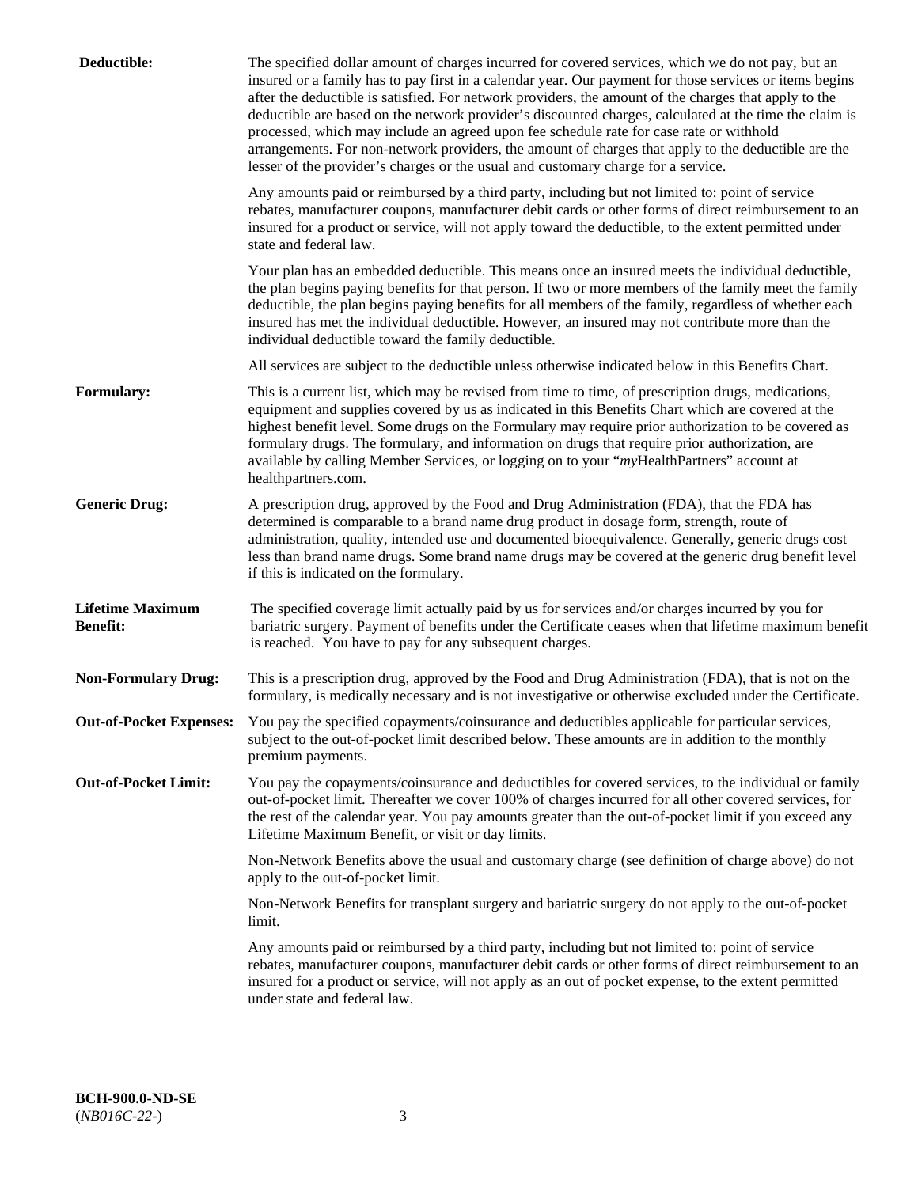**Deductible:** The specified dollar amount of charges incurred for covered services, which we do not pay, but an insured or a family has to pay first in a calendar year. Our payment for those services or items begins after the deductible is satisfied. For network providers, the amount of the charges that apply to the deductible are based on the network provider's discounted charges, calculated at the time the claim is processed, which may include an agreed upon fee schedule rate for case rate or withhold arrangements. For non-network providers, the amount of charges that apply to the deductible are the lesser of the provider's charges or the usual and customary charge for a service.

Any amounts paid or reimbursed by a third party, including but not limited to: point of service rebates, manufacturer coupons, manufacturer debit cards or other forms of direct reimbursement to an insured for a product or service, will not apply toward the deductible, to the extent permitted under state and federal law.

Your plan has an embedded deductible. This means once an insured meets the individual deductible, the plan begins paying benefits for that person. If two or more members of the family meet the family deductible, the plan begins paying benefits for all members of the family, regardless of whether each insured has met the individual deductible. However, an insured may not contribute more than the individual deductible toward the family deductible.

All services are subject to the deductible unless otherwise indicated below in this Benefits Chart.

**Formulary:** This is a current list, which may be revised from time to time, of prescription drugs, medications, equipment and supplies covered by us as indicated in this Benefits Chart which are covered at the highest benefit level. Some drugs on the Formulary may require prior authorization to be covered as formulary drugs. The formulary, and information on drugs that require prior authorization, are available by calling Member Services, or logging on to your "*my*HealthPartners" account at healthpartners.com.

**Generic Drug:** A prescription drug, approved by the Food and Drug Administration (FDA), that the FDA has determined is comparable to a brand name drug product in dosage form, strength, route of administration, quality, intended use and documented bioequivalence. Generally, generic drugs cost less than brand name drugs. Some brand name drugs may be covered at the generic drug benefit level if this is indicated on the formulary.

**Lifetime Maximum Benefit:** The specified coverage limit actually paid by us for services and/or charges incurred by you for bariatric surgery. Payment of benefits under the Certificate ceases when that lifetime maximum benefit is reached. You have to pay for any subsequent charges.

**Non-Formulary Drug:** This is a prescription drug, approved by the Food and Drug Administration (FDA), that is not on the formulary, is medically necessary and is not investigative or otherwise excluded under the Certificate.

**Out-of-Pocket Expenses:** You pay the specified copayments/coinsurance and deductibles applicable for particular services, subject to the out-of-pocket limit described below. These amounts are in addition to the monthly premium payments.

**Out-of-Pocket Limit:** You pay the copayments/coinsurance and deductibles for covered services, to the individual or family out-of-pocket limit. Thereafter we cover 100% of charges incurred for all other covered services, for the rest of the calendar year. You pay amounts greater than the out-of-pocket limit if you exceed any Lifetime Maximum Benefit, or visit or day limits.

Non-Network Benefits above the usual and customary charge (see definition of charge above) do not apply to the out-of-pocket limit.

Non-Network Benefits for transplant surgery and bariatric surgery do not apply to the out-of-pocket limit.

Any amounts paid or reimbursed by a third party, including but not limited to: point of service rebates, manufacturer coupons, manufacturer debit cards or other forms of direct reimbursement to an insured for a product or service, will not apply as an out of pocket expense, to the extent permitted under state and federal law.

**BCH-900.0-ND-SE**
(*NB016C-22-*)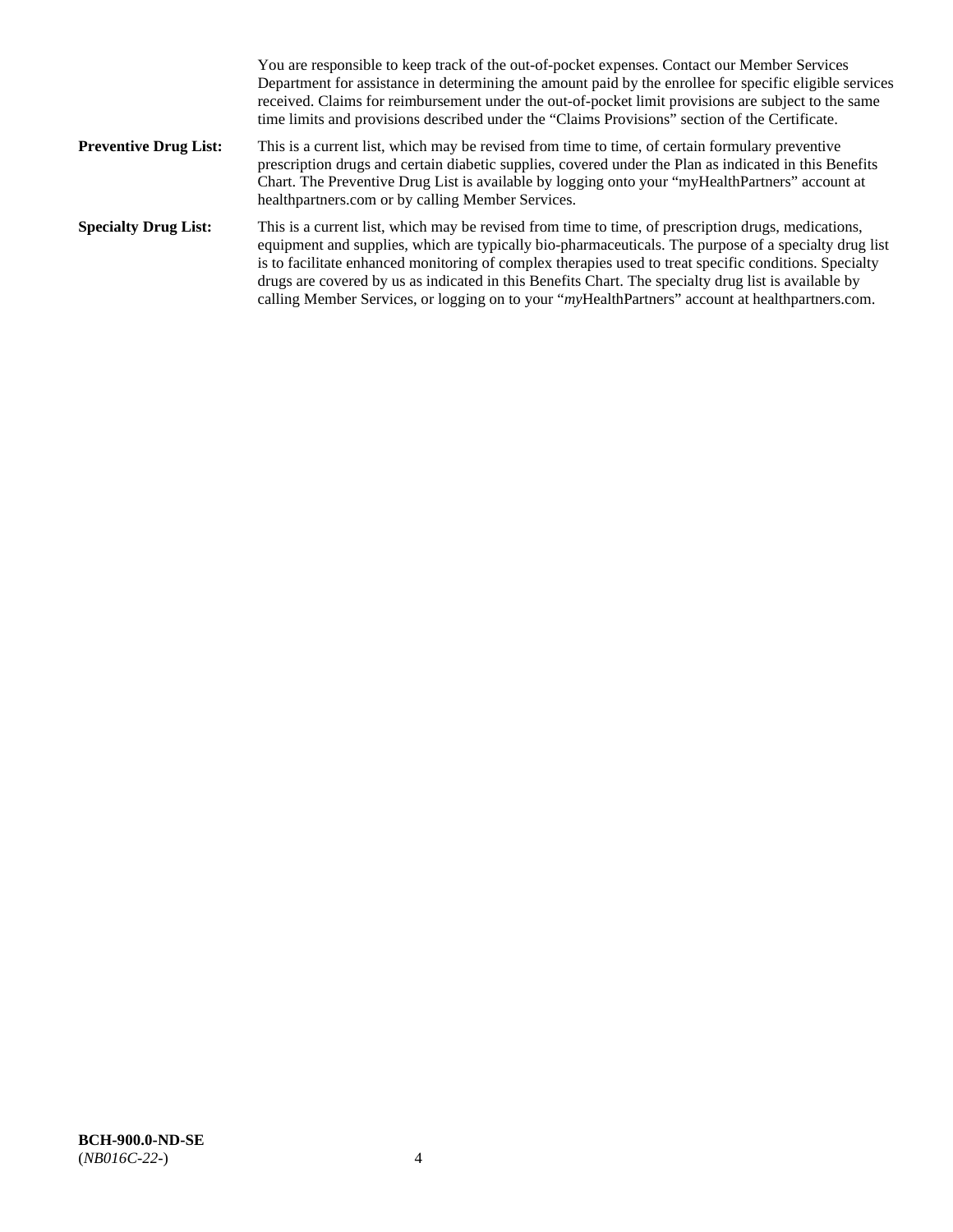You are responsible to keep track of the out-of-pocket expenses. Contact our Member Services Department for assistance in determining the amount paid by the enrollee for specific eligible services received. Claims for reimbursement under the out-of-pocket limit provisions are subject to the same time limits and provisions described under the "Claims Provisions" section of the Certificate.

**Preventive Drug List:** This is a current list, which may be revised from time to time, of certain formulary preventive prescription drugs and certain diabetic supplies, covered under the Plan as indicated in this Benefits Chart. The Preventive Drug List is available by logging onto your "myHealthPartners" account at healthpartners.com or by calling Member Services.

**Specialty Drug List:** This is a current list, which may be revised from time to time, of prescription drugs, medications, equipment and supplies, which are typically bio-pharmaceuticals. The purpose of a specialty drug list is to facilitate enhanced monitoring of complex therapies used to treat specific conditions. Specialty drugs are covered by us as indicated in this Benefits Chart. The specialty drug list is available by calling Member Services, or logging on to your "*my*HealthPartners" account at healthpartners.com.

**BCH-900.0-ND-SE**
(*NB016C-22-*)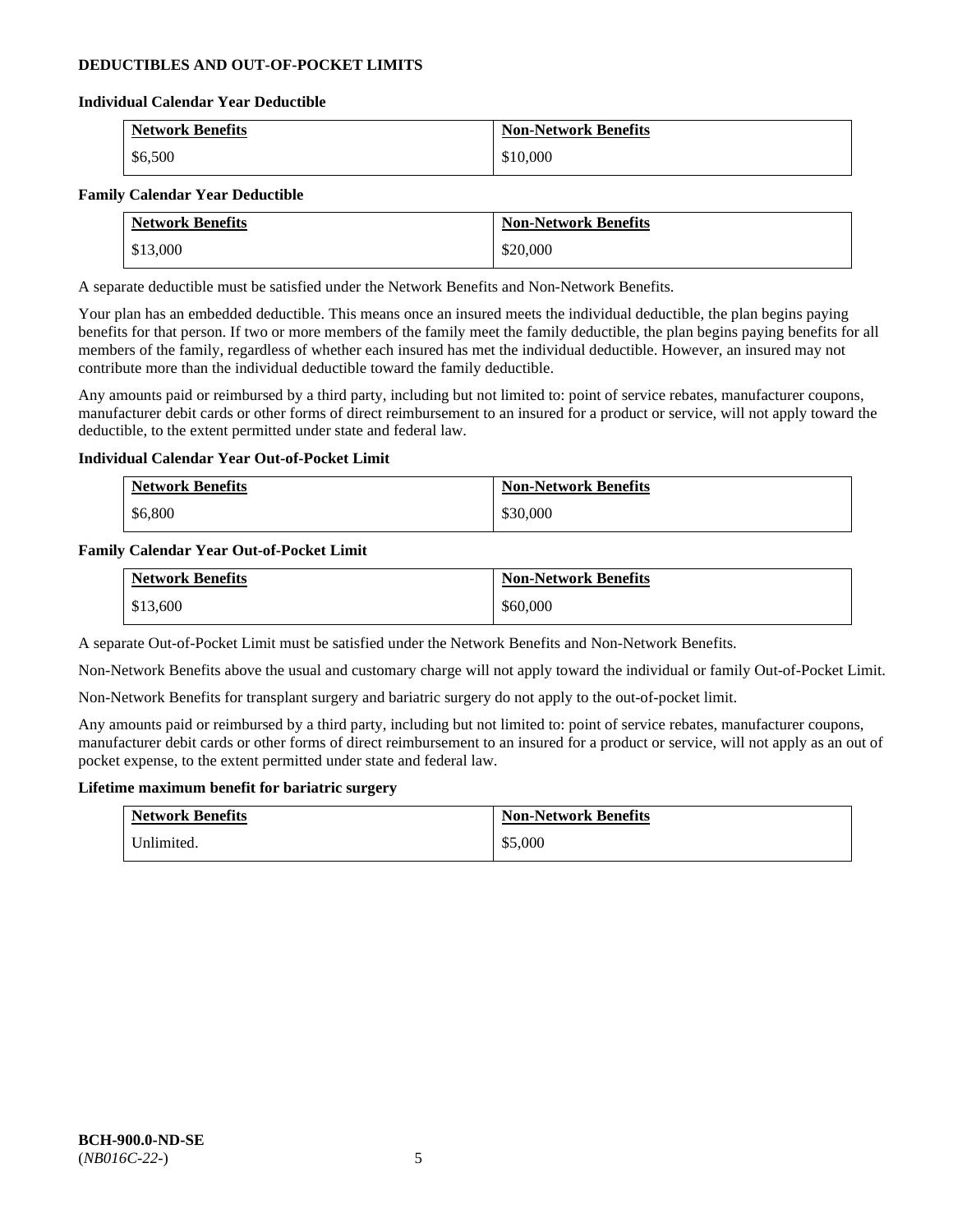## DEDUCTIBLES AND OUT-OF-POCKET LIMITS

### Individual Calendar Year Deductible

| Network Benefits | Non-Network Benefits |
| --- | --- |
| $6,500 | $10,000 |

### Family Calendar Year Deductible

| Network Benefits | Non-Network Benefits |
| --- | --- |
| $13,000 | $20,000 |

A separate deductible must be satisfied under the Network Benefits and Non-Network Benefits.

Your plan has an embedded deductible. This means once an insured meets the individual deductible, the plan begins paying benefits for that person. If two or more members of the family meet the family deductible, the plan begins paying benefits for all members of the family, regardless of whether each insured has met the individual deductible. However, an insured may not contribute more than the individual deductible toward the family deductible.

Any amounts paid or reimbursed by a third party, including but not limited to: point of service rebates, manufacturer coupons, manufacturer debit cards or other forms of direct reimbursement to an insured for a product or service, will not apply toward the deductible, to the extent permitted under state and federal law.

### Individual Calendar Year Out-of-Pocket Limit

| Network Benefits | Non-Network Benefits |
| --- | --- |
| $6,800 | $30,000 |

### Family Calendar Year Out-of-Pocket Limit

| Network Benefits | Non-Network Benefits |
| --- | --- |
| $13,600 | $60,000 |

A separate Out-of-Pocket Limit must be satisfied under the Network Benefits and Non-Network Benefits.

Non-Network Benefits above the usual and customary charge will not apply toward the individual or family Out-of-Pocket Limit.

Non-Network Benefits for transplant surgery and bariatric surgery do not apply to the out-of-pocket limit.

Any amounts paid or reimbursed by a third party, including but not limited to: point of service rebates, manufacturer coupons, manufacturer debit cards or other forms of direct reimbursement to an insured for a product or service, will not apply as an out of pocket expense, to the extent permitted under state and federal law.

### Lifetime maximum benefit for bariatric surgery

| Network Benefits | Non-Network Benefits |
| --- | --- |
| Unlimited. | $5,000 |

**BCH-900.0-ND-SE**
(*NB016C-22-*)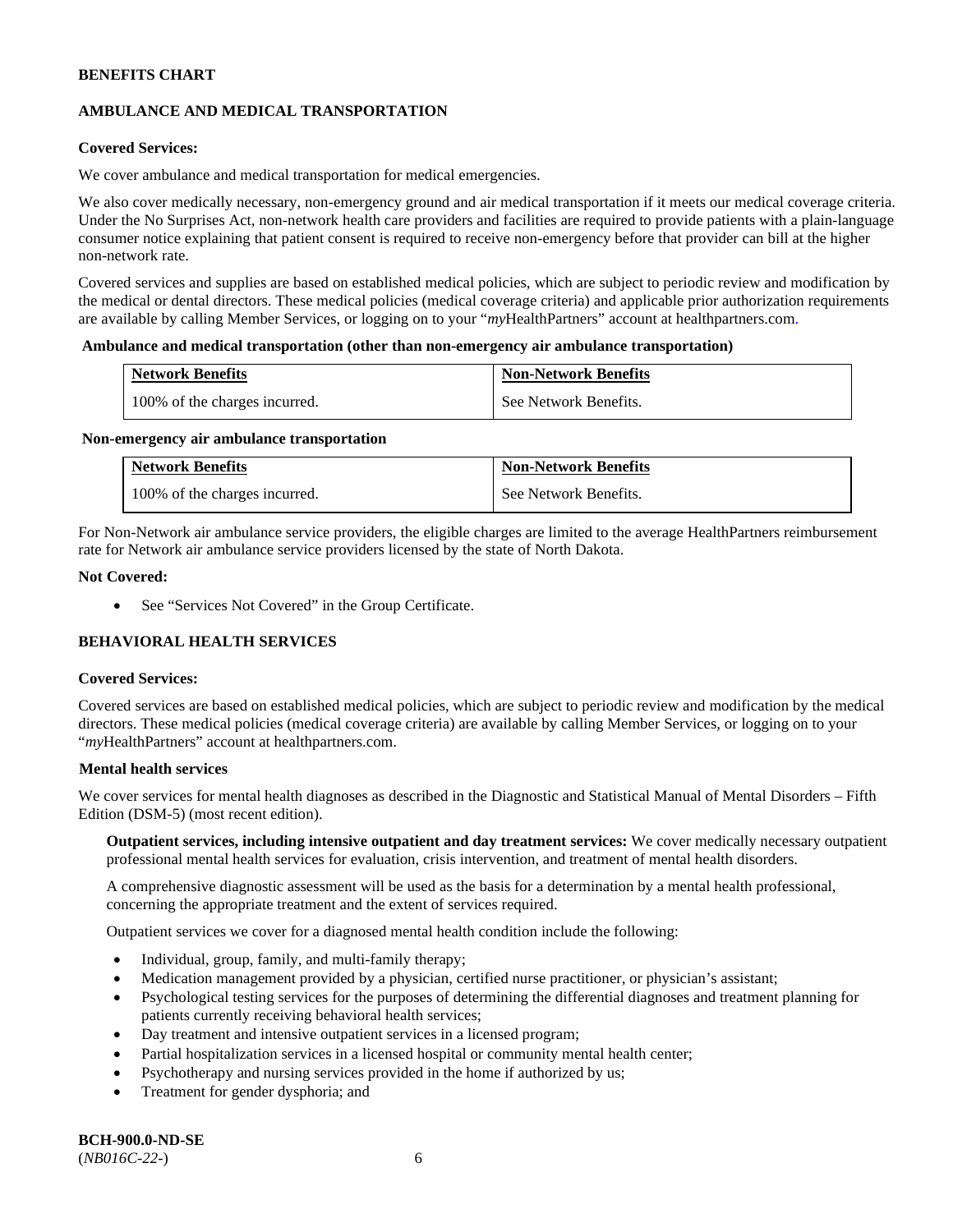**BENEFITS CHART**

**AMBULANCE AND MEDICAL TRANSPORTATION**

**Covered Services:**

We cover ambulance and medical transportation for medical emergencies.

We also cover medically necessary, non-emergency ground and air medical transportation if it meets our medical coverage criteria. Under the No Surprises Act, non-network health care providers and facilities are required to provide patients with a plain-language consumer notice explaining that patient consent is required to receive non-emergency before that provider can bill at the higher non-network rate.

Covered services and supplies are based on established medical policies, which are subject to periodic review and modification by the medical or dental directors. These medical policies (medical coverage criteria) and applicable prior authorization requirements are available by calling Member Services, or logging on to your "*my*HealthPartners" account at healthpartners.com.

**Ambulance and medical transportation (other than non-emergency air ambulance transportation)**

| Network Benefits | Non-Network Benefits |
|---|---|
| 100% of the charges incurred. | See Network Benefits. |

**Non-emergency air ambulance transportation**

| Network Benefits | Non-Network Benefits |
|---|---|
| 100% of the charges incurred. | See Network Benefits. |

For Non-Network air ambulance service providers, the eligible charges are limited to the average HealthPartners reimbursement rate for Network air ambulance service providers licensed by the state of North Dakota.

**Not Covered:**

- See "Services Not Covered" in the Group Certificate.

**BEHAVIORAL HEALTH SERVICES**

**Covered Services:**

Covered services are based on established medical policies, which are subject to periodic review and modification by the medical directors. These medical policies (medical coverage criteria) are available by calling Member Services, or logging on to your "*my*HealthPartners" account at healthpartners.com.

**Mental health services**

We cover services for mental health diagnoses as described in the Diagnostic and Statistical Manual of Mental Disorders – Fifth Edition (DSM-5) (most recent edition).

**Outpatient services, including intensive outpatient and day treatment services:** We cover medically necessary outpatient professional mental health services for evaluation, crisis intervention, and treatment of mental health disorders.

A comprehensive diagnostic assessment will be used as the basis for a determination by a mental health professional, concerning the appropriate treatment and the extent of services required.

Outpatient services we cover for a diagnosed mental health condition include the following:

- Individual, group, family, and multi-family therapy;
- Medication management provided by a physician, certified nurse practitioner, or physician's assistant;
- Psychological testing services for the purposes of determining the differential diagnoses and treatment planning for patients currently receiving behavioral health services;
- Day treatment and intensive outpatient services in a licensed program;
- Partial hospitalization services in a licensed hospital or community mental health center;
- Psychotherapy and nursing services provided in the home if authorized by us;
- Treatment for gender dysphoria; and

**BCH-900.0-ND-SE**
(*NB016C-22-*)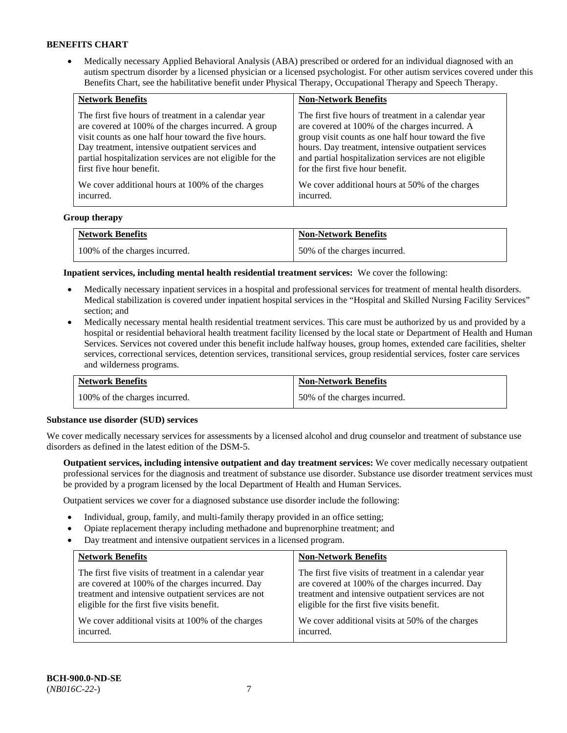**BENEFITS CHART**

- Medically necessary Applied Behavioral Analysis (ABA) prescribed or ordered for an individual diagnosed with an autism spectrum disorder by a licensed physician or a licensed psychologist. For other autism services covered under this Benefits Chart, see the habilitative benefit under Physical Therapy, Occupational Therapy and Speech Therapy.

| Network Benefits | Non-Network Benefits |
|---|---|
| The first five hours of treatment in a calendar year are covered at 100% of the charges incurred. A group visit counts as one half hour toward the five hours. Day treatment, intensive outpatient services and partial hospitalization services are not eligible for the first five hour benefit.<br><br>We cover additional hours at 100% of the charges incurred. | The first five hours of treatment in a calendar year are covered at 100% of the charges incurred. A group visit counts as one half hour toward the five hours. Day treatment, intensive outpatient services and partial hospitalization services are not eligible for the first five hour benefit.<br><br>We cover additional hours at 50% of the charges incurred. |

**Group therapy**

| Network Benefits | Non-Network Benefits |
|---|---|
| 100% of the charges incurred. | 50% of the charges incurred. |

**Inpatient services, including mental health residential treatment services:** We cover the following:

- Medically necessary inpatient services in a hospital and professional services for treatment of mental health disorders. Medical stabilization is covered under inpatient hospital services in the "Hospital and Skilled Nursing Facility Services" section; and
- Medically necessary mental health residential treatment services. This care must be authorized by us and provided by a hospital or residential behavioral health treatment facility licensed by the local state or Department of Health and Human Services. Services not covered under this benefit include halfway houses, group homes, extended care facilities, shelter services, correctional services, detention services, transitional services, group residential services, foster care services and wilderness programs.

| Network Benefits | Non-Network Benefits |
|---|---|
| 100% of the charges incurred. | 50% of the charges incurred. |

**Substance use disorder (SUD) services**

We cover medically necessary services for assessments by a licensed alcohol and drug counselor and treatment of substance use disorders as defined in the latest edition of the DSM-5.

**Outpatient services, including intensive outpatient and day treatment services:** We cover medically necessary outpatient professional services for the diagnosis and treatment of substance use disorder. Substance use disorder treatment services must be provided by a program licensed by the local Department of Health and Human Services.

Outpatient services we cover for a diagnosed substance use disorder include the following:

- Individual, group, family, and multi-family therapy provided in an office setting;
- Opiate replacement therapy including methadone and buprenorphine treatment; and
- Day treatment and intensive outpatient services in a licensed program.

| Network Benefits | Non-Network Benefits |
|---|---|
| The first five visits of treatment in a calendar year are covered at 100% of the charges incurred. Day treatment and intensive outpatient services are not eligible for the first five visits benefit.<br><br>We cover additional visits at 100% of the charges incurred. | The first five visits of treatment in a calendar year are covered at 100% of the charges incurred. Day treatment and intensive outpatient services are not eligible for the first five visits benefit.<br><br>We cover additional visits at 50% of the charges incurred. |

**BCH-900.0-ND-SE**
(*NB016C-22-*)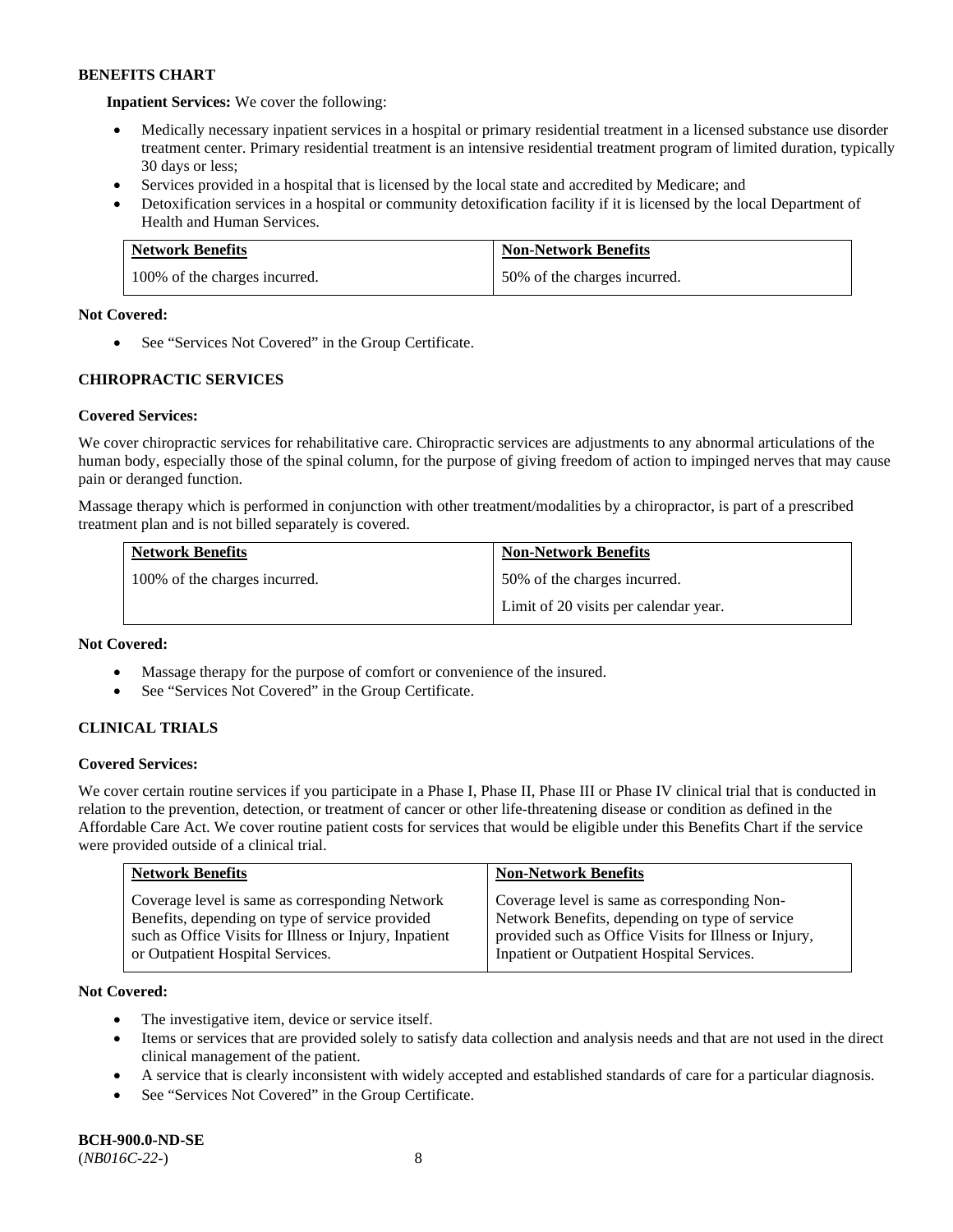**BENEFITS CHART**

**Inpatient Services:** We cover the following:

- Medically necessary inpatient services in a hospital or primary residential treatment in a licensed substance use disorder treatment center. Primary residential treatment is an intensive residential treatment program of limited duration, typically 30 days or less;
- Services provided in a hospital that is licensed by the local state and accredited by Medicare; and
- Detoxification services in a hospital or community detoxification facility if it is licensed by the local Department of Health and Human Services.

| Network Benefits | Non-Network Benefits |
|---|---|
| 100% of the charges incurred. | 50% of the charges incurred. |

**Not Covered:**

- See "Services Not Covered" in the Group Certificate.

**CHIROPRACTIC SERVICES**

**Covered Services:**

We cover chiropractic services for rehabilitative care. Chiropractic services are adjustments to any abnormal articulations of the human body, especially those of the spinal column, for the purpose of giving freedom of action to impinged nerves that may cause pain or deranged function.

Massage therapy which is performed in conjunction with other treatment/modalities by a chiropractor, is part of a prescribed treatment plan and is not billed separately is covered.

| Network Benefits | Non-Network Benefits |
|---|---|
| 100% of the charges incurred. | 50% of the charges incurred.<br>Limit of 20 visits per calendar year. |

**Not Covered:**

- Massage therapy for the purpose of comfort or convenience of the insured.
- See "Services Not Covered" in the Group Certificate.

**CLINICAL TRIALS**

**Covered Services:**

We cover certain routine services if you participate in a Phase I, Phase II, Phase III or Phase IV clinical trial that is conducted in relation to the prevention, detection, or treatment of cancer or other life-threatening disease or condition as defined in the Affordable Care Act. We cover routine patient costs for services that would be eligible under this Benefits Chart if the service were provided outside of a clinical trial.

| Network Benefits | Non-Network Benefits |
|---|---|
| Coverage level is same as corresponding Network Benefits, depending on type of service provided such as Office Visits for Illness or Injury, Inpatient or Outpatient Hospital Services. | Coverage level is same as corresponding Non-Network Benefits, depending on type of service provided such as Office Visits for Illness or Injury, Inpatient or Outpatient Hospital Services. |

**Not Covered:**

- The investigative item, device or service itself.
- Items or services that are provided solely to satisfy data collection and analysis needs and that are not used in the direct clinical management of the patient.
- A service that is clearly inconsistent with widely accepted and established standards of care for a particular diagnosis.
- See "Services Not Covered" in the Group Certificate.

**BCH-900.0-ND-SE**
(*NB016C-22-*)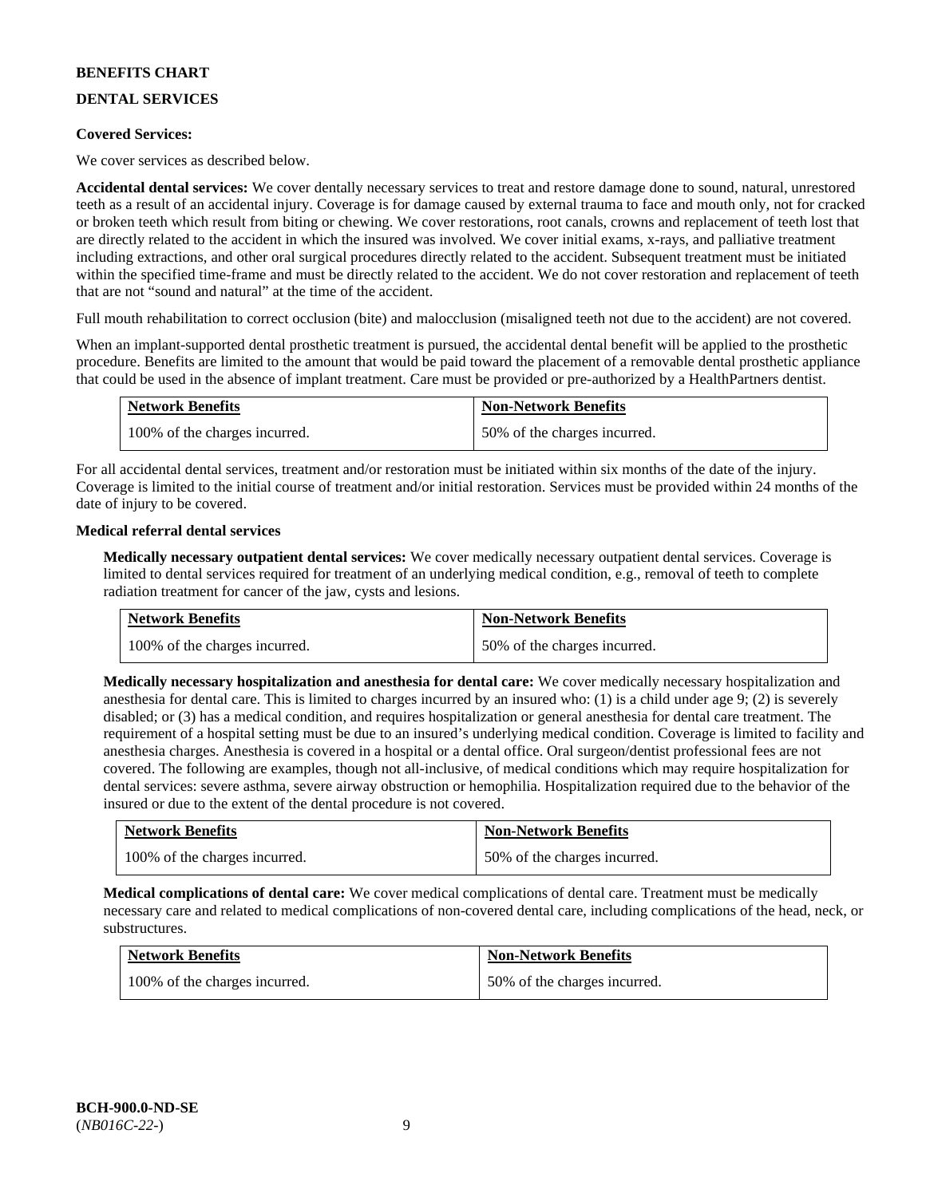**BENEFITS CHART**

**DENTAL SERVICES**

**Covered Services:**

We cover services as described below.

**Accidental dental services:** We cover dentally necessary services to treat and restore damage done to sound, natural, unrestored teeth as a result of an accidental injury. Coverage is for damage caused by external trauma to face and mouth only, not for cracked or broken teeth which result from biting or chewing. We cover restorations, root canals, crowns and replacement of teeth lost that are directly related to the accident in which the insured was involved. We cover initial exams, x-rays, and palliative treatment including extractions, and other oral surgical procedures directly related to the accident. Subsequent treatment must be initiated within the specified time-frame and must be directly related to the accident. We do not cover restoration and replacement of teeth that are not "sound and natural" at the time of the accident.

Full mouth rehabilitation to correct occlusion (bite) and malocclusion (misaligned teeth not due to the accident) are not covered.

When an implant-supported dental prosthetic treatment is pursued, the accidental dental benefit will be applied to the prosthetic procedure. Benefits are limited to the amount that would be paid toward the placement of a removable dental prosthetic appliance that could be used in the absence of implant treatment. Care must be provided or pre-authorized by a HealthPartners dentist.

| Network Benefits | Non-Network Benefits |
|---|---|
| 100% of the charges incurred. | 50% of the charges incurred. |

For all accidental dental services, treatment and/or restoration must be initiated within six months of the date of the injury. Coverage is limited to the initial course of treatment and/or initial restoration. Services must be provided within 24 months of the date of injury to be covered.

**Medical referral dental services**

**Medically necessary outpatient dental services:** We cover medically necessary outpatient dental services. Coverage is limited to dental services required for treatment of an underlying medical condition, e.g., removal of teeth to complete radiation treatment for cancer of the jaw, cysts and lesions.

| Network Benefits | Non-Network Benefits |
|---|---|
| 100% of the charges incurred. | 50% of the charges incurred. |

**Medically necessary hospitalization and anesthesia for dental care:** We cover medically necessary hospitalization and anesthesia for dental care. This is limited to charges incurred by an insured who: (1) is a child under age 9; (2) is severely disabled; or (3) has a medical condition, and requires hospitalization or general anesthesia for dental care treatment. The requirement of a hospital setting must be due to an insured's underlying medical condition. Coverage is limited to facility and anesthesia charges. Anesthesia is covered in a hospital or a dental office. Oral surgeon/dentist professional fees are not covered. The following are examples, though not all-inclusive, of medical conditions which may require hospitalization for dental services: severe asthma, severe airway obstruction or hemophilia. Hospitalization required due to the behavior of the insured or due to the extent of the dental procedure is not covered.

| Network Benefits | Non-Network Benefits |
|---|---|
| 100% of the charges incurred. | 50% of the charges incurred. |

**Medical complications of dental care:** We cover medical complications of dental care. Treatment must be medically necessary care and related to medical complications of non-covered dental care, including complications of the head, neck, or substructures.

| Network Benefits | Non-Network Benefits |
|---|---|
| 100% of the charges incurred. | 50% of the charges incurred. |

**BCH-900.0-ND-SE**
(*NB016C-22-*)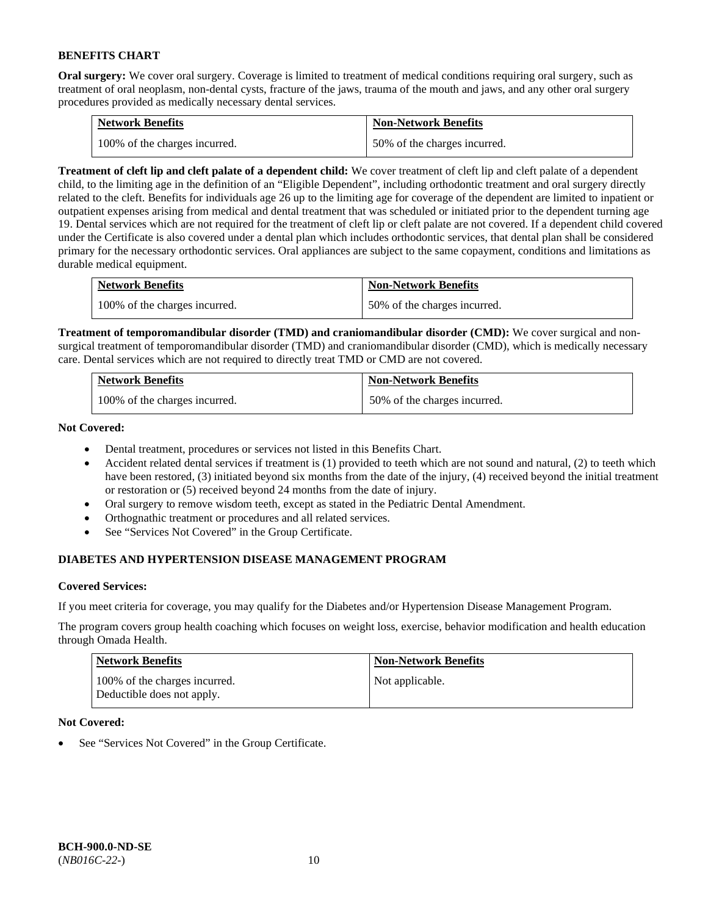**BENEFITS CHART**

**Oral surgery:** We cover oral surgery. Coverage is limited to treatment of medical conditions requiring oral surgery, such as treatment of oral neoplasm, non-dental cysts, fracture of the jaws, trauma of the mouth and jaws, and any other oral surgery procedures provided as medically necessary dental services.

| Network Benefits | Non-Network Benefits |
| --- | --- |
| 100% of the charges incurred. | 50% of the charges incurred. |

**Treatment of cleft lip and cleft palate of a dependent child:** We cover treatment of cleft lip and cleft palate of a dependent child, to the limiting age in the definition of an "Eligible Dependent", including orthodontic treatment and oral surgery directly related to the cleft. Benefits for individuals age 26 up to the limiting age for coverage of the dependent are limited to inpatient or outpatient expenses arising from medical and dental treatment that was scheduled or initiated prior to the dependent turning age 19. Dental services which are not required for the treatment of cleft lip or cleft palate are not covered. If a dependent child covered under the Certificate is also covered under a dental plan which includes orthodontic services, that dental plan shall be considered primary for the necessary orthodontic services. Oral appliances are subject to the same copayment, conditions and limitations as durable medical equipment.

| Network Benefits | Non-Network Benefits |
| --- | --- |
| 100% of the charges incurred. | 50% of the charges incurred. |

**Treatment of temporomandibular disorder (TMD) and craniomandibular disorder (CMD):** We cover surgical and non-surgical treatment of temporomandibular disorder (TMD) and craniomandibular disorder (CMD), which is medically necessary care. Dental services which are not required to directly treat TMD or CMD are not covered.

| Network Benefits | Non-Network Benefits |
| --- | --- |
| 100% of the charges incurred. | 50% of the charges incurred. |

**Not Covered:**

- Dental treatment, procedures or services not listed in this Benefits Chart.
- Accident related dental services if treatment is (1) provided to teeth which are not sound and natural, (2) to teeth which have been restored, (3) initiated beyond six months from the date of the injury, (4) received beyond the initial treatment or restoration or (5) received beyond 24 months from the date of injury.
- Oral surgery to remove wisdom teeth, except as stated in the Pediatric Dental Amendment.
- Orthognathic treatment or procedures and all related services.
- See "Services Not Covered" in the Group Certificate.

**DIABETES AND HYPERTENSION DISEASE MANAGEMENT PROGRAM**

**Covered Services:**

If you meet criteria for coverage, you may qualify for the Diabetes and/or Hypertension Disease Management Program.

The program covers group health coaching which focuses on weight loss, exercise, behavior modification and health education through Omada Health.

| Network Benefits | Non-Network Benefits |
| --- | --- |
| 100% of the charges incurred.<br>Deductible does not apply. | Not applicable. |

**Not Covered:**

- See "Services Not Covered" in the Group Certificate.

**BCH-900.0-ND-SE**
(*NB016C-22-*)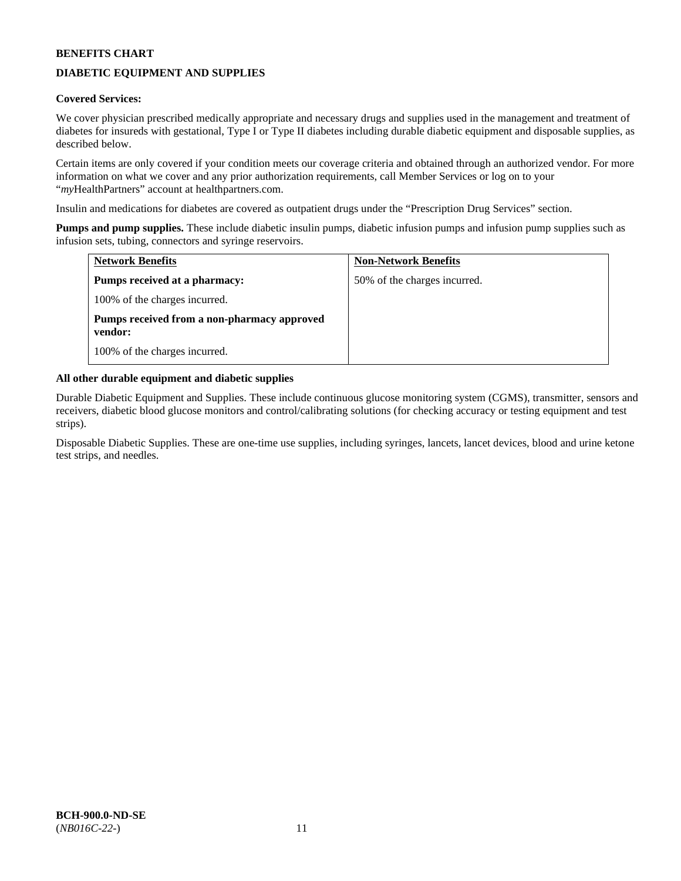**BENEFITS CHART**

**DIABETIC EQUIPMENT AND SUPPLIES**

**Covered Services:**

We cover physician prescribed medically appropriate and necessary drugs and supplies used in the management and treatment of diabetes for insureds with gestational, Type I or Type II diabetes including durable diabetic equipment and disposable supplies, as described below.

Certain items are only covered if your condition meets our coverage criteria and obtained through an authorized vendor. For more information on what we cover and any prior authorization requirements, call Member Services or log on to your "*my*HealthPartners" account at healthpartners.com.

Insulin and medications for diabetes are covered as outpatient drugs under the "Prescription Drug Services" section.

**Pumps and pump supplies.** These include diabetic insulin pumps, diabetic infusion pumps and infusion pump supplies such as infusion sets, tubing, connectors and syringe reservoirs.

| Network Benefits | Non-Network Benefits |
|---|---|
| **Pumps received at a pharmacy:**<br>100% of the charges incurred.<br>**Pumps received from a non-pharmacy approved vendor:**<br>100% of the charges incurred. | 50% of the charges incurred. |

**All other durable equipment and diabetic supplies**

Durable Diabetic Equipment and Supplies. These include continuous glucose monitoring system (CGMS), transmitter, sensors and receivers, diabetic blood glucose monitors and control/calibrating solutions (for checking accuracy or testing equipment and test strips).

Disposable Diabetic Supplies. These are one-time use supplies, including syringes, lancets, lancet devices, blood and urine ketone test strips, and needles.

**BCH-900.0-ND-SE**
(*NB016C-22-*)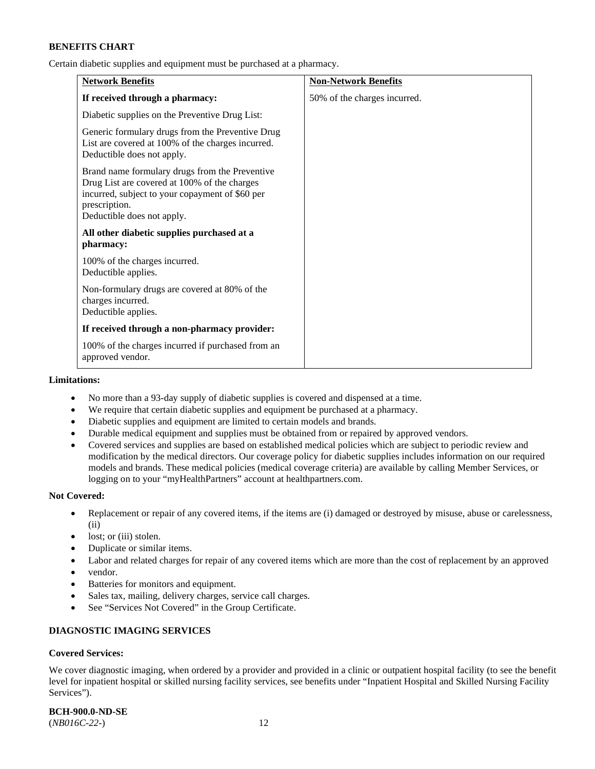**BENEFITS CHART**

Certain diabetic supplies and equipment must be purchased at a pharmacy.

| Network Benefits | Non-Network Benefits |
|---|---|
| **If received through a pharmacy:**<br><br>Diabetic supplies on the Preventive Drug List:<br><br>Generic formulary drugs from the Preventive Drug List are covered at 100% of the charges incurred. Deductible does not apply.<br><br>Brand name formulary drugs from the Preventive Drug List are covered at 100% of the charges incurred, subject to your copayment of $60 per prescription.<br>Deductible does not apply.<br><br>**All other diabetic supplies purchased at a pharmacy:**<br><br>100% of the charges incurred.<br>Deductible applies.<br><br>Non-formulary drugs are covered at 80% of the charges incurred.<br>Deductible applies.<br><br>**If received through a non-pharmacy provider:**<br><br>100% of the charges incurred if purchased from an approved vendor. | 50% of the charges incurred. |

**Limitations:**

- No more than a 93-day supply of diabetic supplies is covered and dispensed at a time.
- We require that certain diabetic supplies and equipment be purchased at a pharmacy.
- Diabetic supplies and equipment are limited to certain models and brands.
- Durable medical equipment and supplies must be obtained from or repaired by approved vendors.
- Covered services and supplies are based on established medical policies which are subject to periodic review and modification by the medical directors. Our coverage policy for diabetic supplies includes information on our required models and brands. These medical policies (medical coverage criteria) are available by calling Member Services, or logging on to your "myHealthPartners" account at healthpartners.com.

**Not Covered:**

- Replacement or repair of any covered items, if the items are (i) damaged or destroyed by misuse, abuse or carelessness, (ii)
- lost; or (iii) stolen.
- Duplicate or similar items.
- Labor and related charges for repair of any covered items which are more than the cost of replacement by an approved
- vendor.
- Batteries for monitors and equipment.
- Sales tax, mailing, delivery charges, service call charges.
- See "Services Not Covered" in the Group Certificate.

**DIAGNOSTIC IMAGING SERVICES**

**Covered Services:**

We cover diagnostic imaging, when ordered by a provider and provided in a clinic or outpatient hospital facility (to see the benefit level for inpatient hospital or skilled nursing facility services, see benefits under "Inpatient Hospital and Skilled Nursing Facility Services").

**BCH-900.0-ND-SE**
(*NB016C-22-*)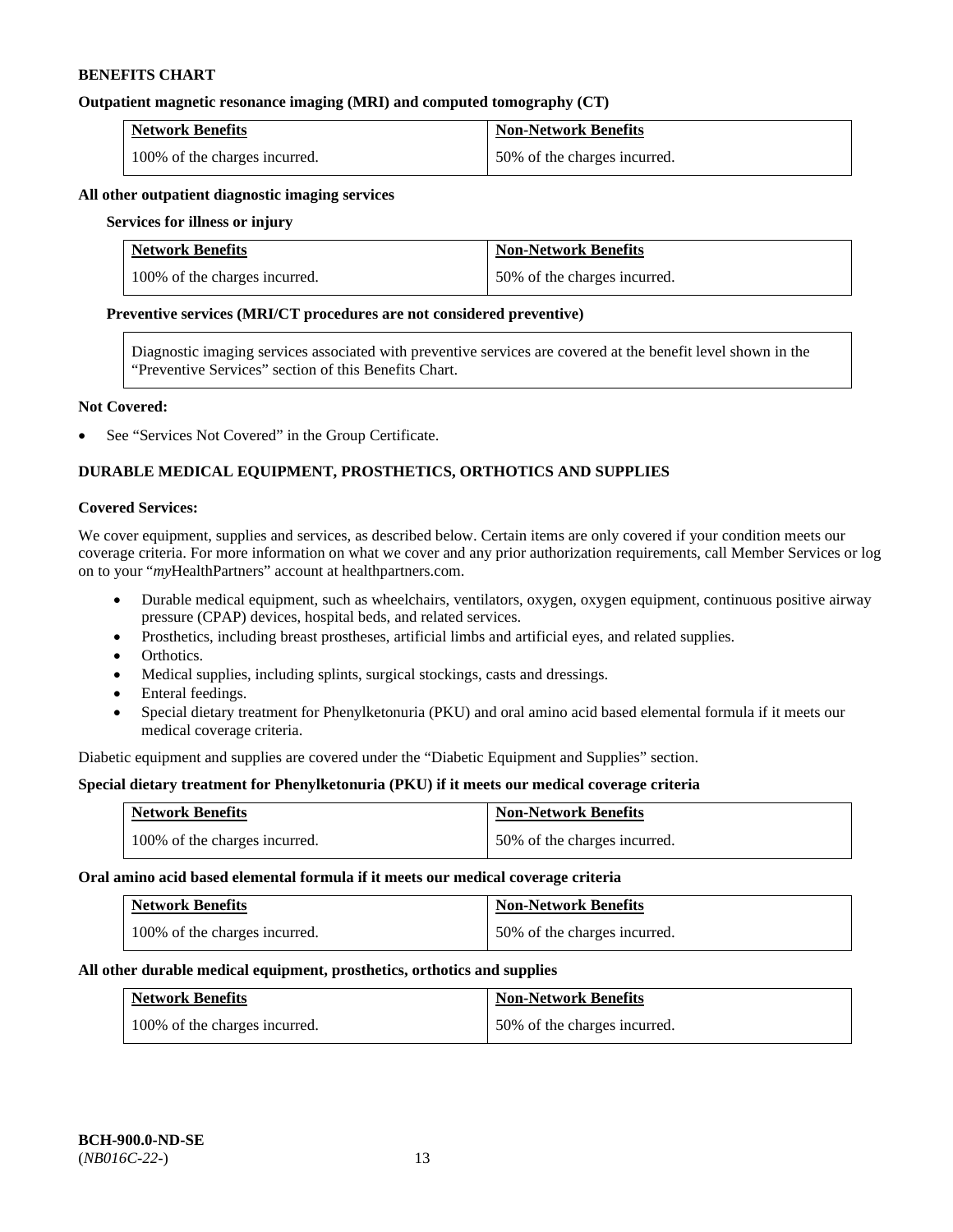**BENEFITS CHART**

**Outpatient magnetic resonance imaging (MRI) and computed tomography (CT)**

| Network Benefits | Non-Network Benefits |
|---|---|
| 100% of the charges incurred. | 50% of the charges incurred. |

**All other outpatient diagnostic imaging services**

**Services for illness or injury**

| Network Benefits | Non-Network Benefits |
|---|---|
| 100% of the charges incurred. | 50% of the charges incurred. |

**Preventive services (MRI/CT procedures are not considered preventive)**

Diagnostic imaging services associated with preventive services are covered at the benefit level shown in the "Preventive Services" section of this Benefits Chart.

**Not Covered:**

- See "Services Not Covered" in the Group Certificate.

**DURABLE MEDICAL EQUIPMENT, PROSTHETICS, ORTHOTICS AND SUPPLIES**

**Covered Services:**

We cover equipment, supplies and services, as described below. Certain items are only covered if your condition meets our coverage criteria. For more information on what we cover and any prior authorization requirements, call Member Services or log on to your "*my*HealthPartners" account at healthpartners.com.

- Durable medical equipment, such as wheelchairs, ventilators, oxygen, oxygen equipment, continuous positive airway pressure (CPAP) devices, hospital beds, and related services.
- Prosthetics, including breast prostheses, artificial limbs and artificial eyes, and related supplies.
- Orthotics.
- Medical supplies, including splints, surgical stockings, casts and dressings.
- Enteral feedings.
- Special dietary treatment for Phenylketonuria (PKU) and oral amino acid based elemental formula if it meets our medical coverage criteria.

Diabetic equipment and supplies are covered under the "Diabetic Equipment and Supplies" section.

**Special dietary treatment for Phenylketonuria (PKU) if it meets our medical coverage criteria**

| Network Benefits | Non-Network Benefits |
|---|---|
| 100% of the charges incurred. | 50% of the charges incurred. |

**Oral amino acid based elemental formula if it meets our medical coverage criteria**

| Network Benefits | Non-Network Benefits |
|---|---|
| 100% of the charges incurred. | 50% of the charges incurred. |

**All other durable medical equipment, prosthetics, orthotics and supplies**

| Network Benefits | Non-Network Benefits |
|---|---|
| 100% of the charges incurred. | 50% of the charges incurred. |

**BCH-900.0-ND-SE**
(*NB016C-22-*)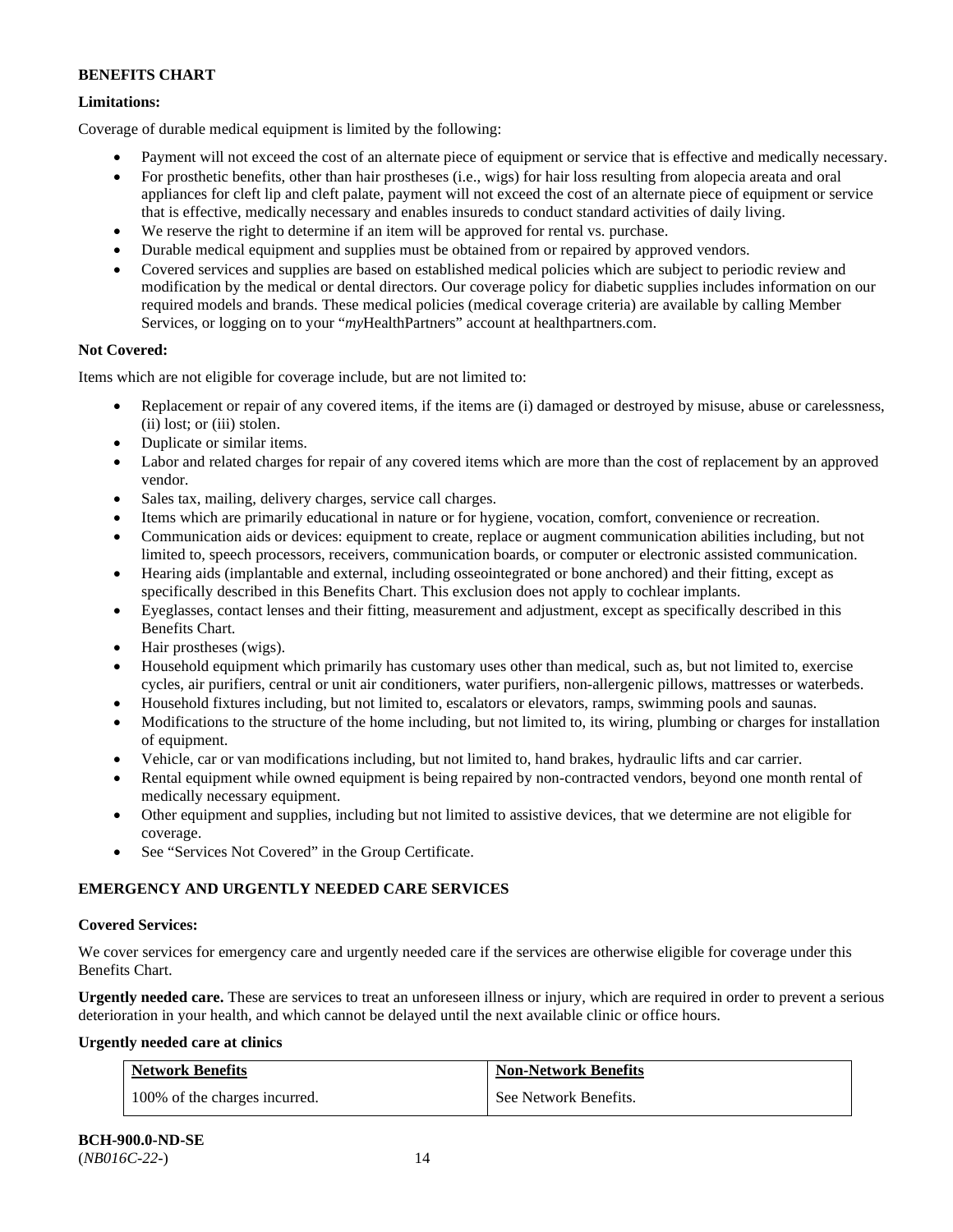**BENEFITS CHART**

**Limitations:**

Coverage of durable medical equipment is limited by the following:

- Payment will not exceed the cost of an alternate piece of equipment or service that is effective and medically necessary.
- For prosthetic benefits, other than hair prostheses (i.e., wigs) for hair loss resulting from alopecia areata and oral appliances for cleft lip and cleft palate, payment will not exceed the cost of an alternate piece of equipment or service that is effective, medically necessary and enables insureds to conduct standard activities of daily living.
- We reserve the right to determine if an item will be approved for rental vs. purchase.
- Durable medical equipment and supplies must be obtained from or repaired by approved vendors.
- Covered services and supplies are based on established medical policies which are subject to periodic review and modification by the medical or dental directors. Our coverage policy for diabetic supplies includes information on our required models and brands. These medical policies (medical coverage criteria) are available by calling Member Services, or logging on to your "*my*HealthPartners" account at healthpartners.com.

**Not Covered:**

Items which are not eligible for coverage include, but are not limited to:

- Replacement or repair of any covered items, if the items are (i) damaged or destroyed by misuse, abuse or carelessness, (ii) lost; or (iii) stolen.
- Duplicate or similar items.
- Labor and related charges for repair of any covered items which are more than the cost of replacement by an approved vendor.
- Sales tax, mailing, delivery charges, service call charges.
- Items which are primarily educational in nature or for hygiene, vocation, comfort, convenience or recreation.
- Communication aids or devices: equipment to create, replace or augment communication abilities including, but not limited to, speech processors, receivers, communication boards, or computer or electronic assisted communication.
- Hearing aids (implantable and external, including osseointegrated or bone anchored) and their fitting, except as specifically described in this Benefits Chart. This exclusion does not apply to cochlear implants.
- Eyeglasses, contact lenses and their fitting, measurement and adjustment, except as specifically described in this Benefits Chart.
- Hair prostheses (wigs).
- Household equipment which primarily has customary uses other than medical, such as, but not limited to, exercise cycles, air purifiers, central or unit air conditioners, water purifiers, non-allergenic pillows, mattresses or waterbeds.
- Household fixtures including, but not limited to, escalators or elevators, ramps, swimming pools and saunas.
- Modifications to the structure of the home including, but not limited to, its wiring, plumbing or charges for installation of equipment.
- Vehicle, car or van modifications including, but not limited to, hand brakes, hydraulic lifts and car carrier.
- Rental equipment while owned equipment is being repaired by non-contracted vendors, beyond one month rental of medically necessary equipment.
- Other equipment and supplies, including but not limited to assistive devices, that we determine are not eligible for coverage.
- See "Services Not Covered" in the Group Certificate.

**EMERGENCY AND URGENTLY NEEDED CARE SERVICES**

**Covered Services:**

We cover services for emergency care and urgently needed care if the services are otherwise eligible for coverage under this Benefits Chart.

**Urgently needed care.** These are services to treat an unforeseen illness or injury, which are required in order to prevent a serious deterioration in your health, and which cannot be delayed until the next available clinic or office hours.

**Urgently needed care at clinics**

| Network Benefits | Non-Network Benefits |
|---|---|
| 100% of the charges incurred. | See Network Benefits. |

**BCH-900.0-ND-SE**
(*NB016C-22-*)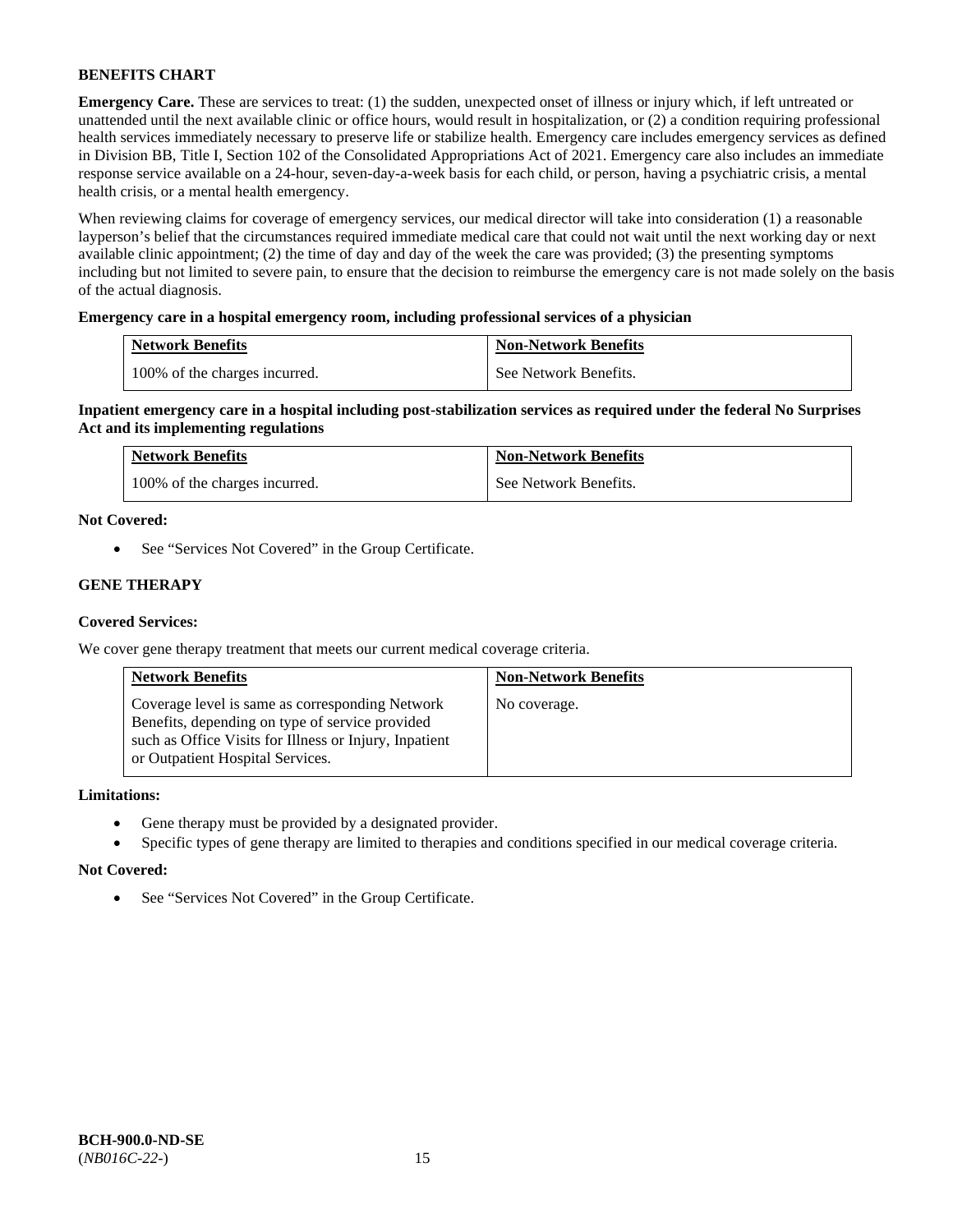### BENEFITS CHART

**Emergency Care.** These are services to treat: (1) the sudden, unexpected onset of illness or injury which, if left untreated or unattended until the next available clinic or office hours, would result in hospitalization, or (2) a condition requiring professional health services immediately necessary to preserve life or stabilize health. Emergency care includes emergency services as defined in Division BB, Title I, Section 102 of the Consolidated Appropriations Act of 2021. Emergency care also includes an immediate response service available on a 24-hour, seven-day-a-week basis for each child, or person, having a psychiatric crisis, a mental health crisis, or a mental health emergency.

When reviewing claims for coverage of emergency services, our medical director will take into consideration (1) a reasonable layperson's belief that the circumstances required immediate medical care that could not wait until the next working day or next available clinic appointment; (2) the time of day and day of the week the care was provided; (3) the presenting symptoms including but not limited to severe pain, to ensure that the decision to reimburse the emergency care is not made solely on the basis of the actual diagnosis.

**Emergency care in a hospital emergency room, including professional services of a physician**

| Network Benefits | Non-Network Benefits |
|---|---|
| 100% of the charges incurred. | See Network Benefits. |

**Inpatient emergency care in a hospital including post-stabilization services as required under the federal No Surprises Act and its implementing regulations**

| Network Benefits | Non-Network Benefits |
|---|---|
| 100% of the charges incurred. | See Network Benefits. |

**Not Covered:**

- See "Services Not Covered" in the Group Certificate.

### GENE THERAPY

**Covered Services:**

We cover gene therapy treatment that meets our current medical coverage criteria.

| Network Benefits | Non-Network Benefits |
|---|---|
| Coverage level is same as corresponding Network Benefits, depending on type of service provided such as Office Visits for Illness or Injury, Inpatient or Outpatient Hospital Services. | No coverage. |

**Limitations:**

- Gene therapy must be provided by a designated provider.
- Specific types of gene therapy are limited to therapies and conditions specified in our medical coverage criteria.

**Not Covered:**

- See "Services Not Covered" in the Group Certificate.

**BCH-900.0-ND-SE**
(*NB016C-22-*)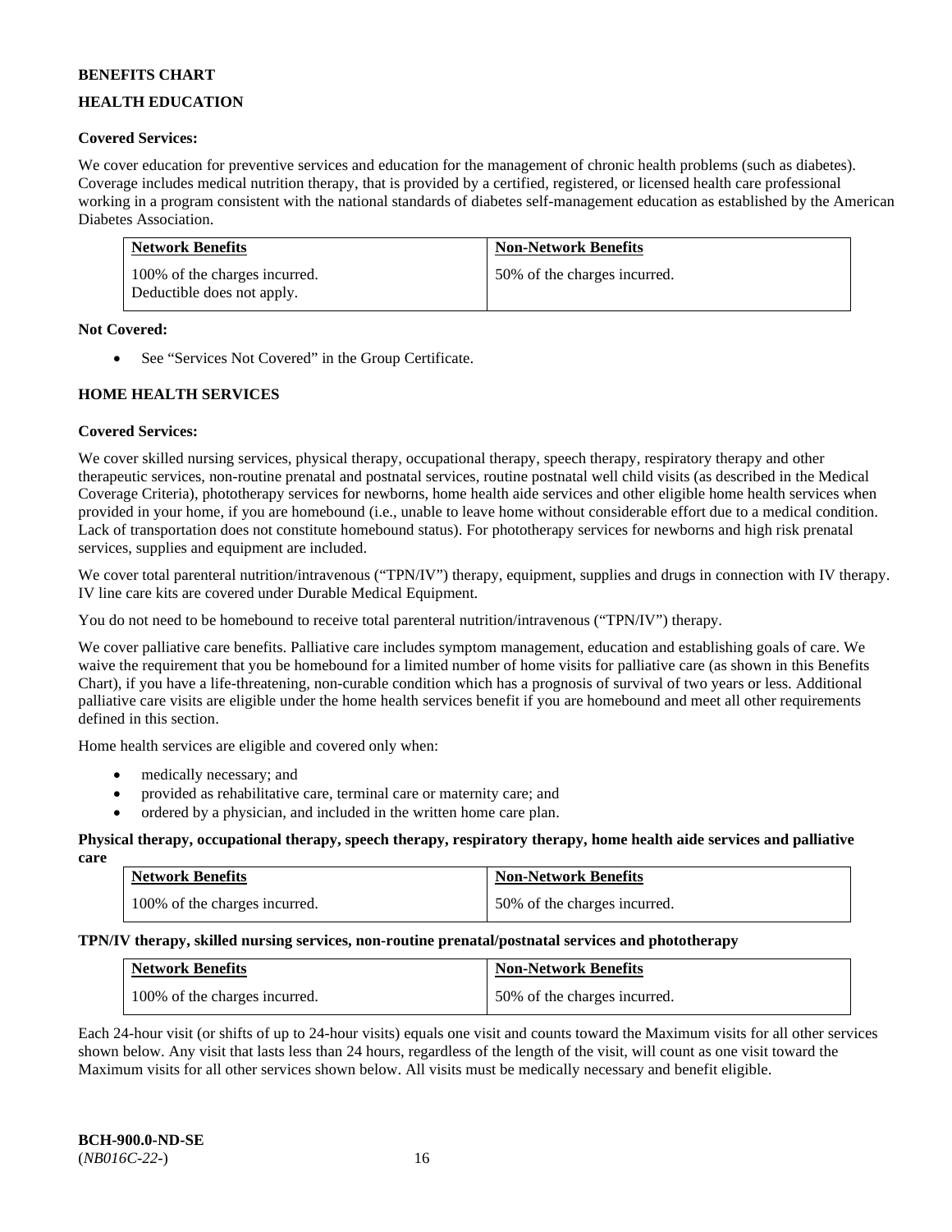**BENEFITS CHART**

**HEALTH EDUCATION**

**Covered Services:**

We cover education for preventive services and education for the management of chronic health problems (such as diabetes). Coverage includes medical nutrition therapy, that is provided by a certified, registered, or licensed health care professional working in a program consistent with the national standards of diabetes self-management education as established by the American Diabetes Association.

| Network Benefits | Non-Network Benefits |
| --- | --- |
| 100% of the charges incurred. Deductible does not apply. | 50% of the charges incurred. |

**Not Covered:**

- See "Services Not Covered" in the Group Certificate.

**HOME HEALTH SERVICES**

**Covered Services:**

We cover skilled nursing services, physical therapy, occupational therapy, speech therapy, respiratory therapy and other therapeutic services, non-routine prenatal and postnatal services, routine postnatal well child visits (as described in the Medical Coverage Criteria), phototherapy services for newborns, home health aide services and other eligible home health services when provided in your home, if you are homebound (i.e., unable to leave home without considerable effort due to a medical condition. Lack of transportation does not constitute homebound status). For phototherapy services for newborns and high risk prenatal services, supplies and equipment are included.

We cover total parenteral nutrition/intravenous ("TPN/IV") therapy, equipment, supplies and drugs in connection with IV therapy. IV line care kits are covered under Durable Medical Equipment.

You do not need to be homebound to receive total parenteral nutrition/intravenous ("TPN/IV") therapy.

We cover palliative care benefits. Palliative care includes symptom management, education and establishing goals of care. We waive the requirement that you be homebound for a limited number of home visits for palliative care (as shown in this Benefits Chart), if you have a life-threatening, non-curable condition which has a prognosis of survival of two years or less. Additional palliative care visits are eligible under the home health services benefit if you are homebound and meet all other requirements defined in this section.

Home health services are eligible and covered only when:

- medically necessary; and
- provided as rehabilitative care, terminal care or maternity care; and
- ordered by a physician, and included in the written home care plan.

**Physical therapy, occupational therapy, speech therapy, respiratory therapy, home health aide services and palliative care**

| Network Benefits | Non-Network Benefits |
| --- | --- |
| 100% of the charges incurred. | 50% of the charges incurred. |

**TPN/IV therapy, skilled nursing services, non-routine prenatal/postnatal services and phototherapy**

| Network Benefits | Non-Network Benefits |
| --- | --- |
| 100% of the charges incurred. | 50% of the charges incurred. |

Each 24-hour visit (or shifts of up to 24-hour visits) equals one visit and counts toward the Maximum visits for all other services shown below. Any visit that lasts less than 24 hours, regardless of the length of the visit, will count as one visit toward the Maximum visits for all other services shown below. All visits must be medically necessary and benefit eligible.

**BCH-900.0-ND-SE**
(*NB016C-22-*)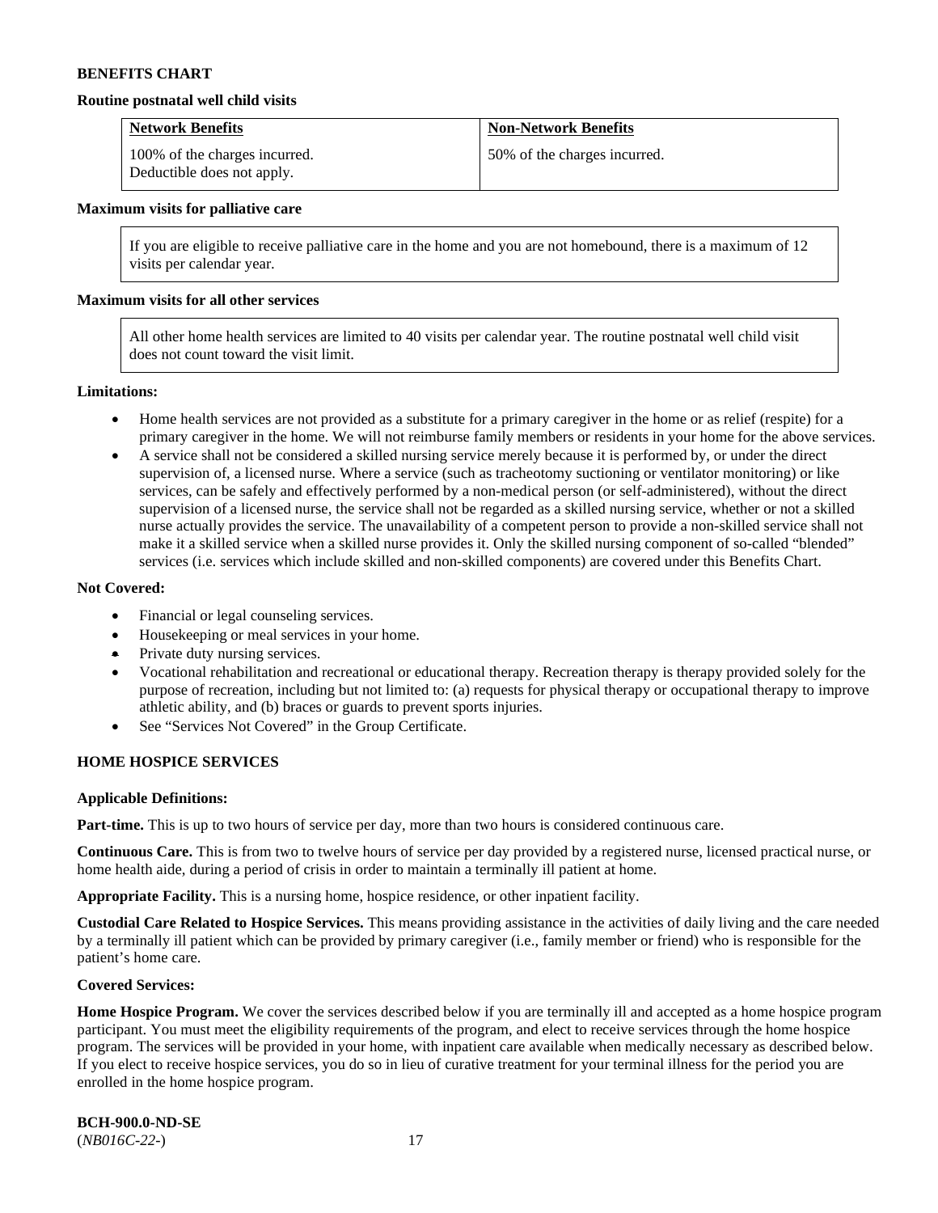**BENEFITS CHART**

**Routine postnatal well child visits**

| Network Benefits | Non-Network Benefits |
|---|---|
| 100% of the charges incurred. Deductible does not apply. | 50% of the charges incurred. |

**Maximum visits for palliative care**

If you are eligible to receive palliative care in the home and you are not homebound, there is a maximum of 12 visits per calendar year.

**Maximum visits for all other services**

All other home health services are limited to 40 visits per calendar year. The routine postnatal well child visit does not count toward the visit limit.

**Limitations:**

- Home health services are not provided as a substitute for a primary caregiver in the home or as relief (respite) for a primary caregiver in the home. We will not reimburse family members or residents in your home for the above services.
- A service shall not be considered a skilled nursing service merely because it is performed by, or under the direct supervision of, a licensed nurse. Where a service (such as tracheotomy suctioning or ventilator monitoring) or like services, can be safely and effectively performed by a non-medical person (or self-administered), without the direct supervision of a licensed nurse, the service shall not be regarded as a skilled nursing service, whether or not a skilled nurse actually provides the service. The unavailability of a competent person to provide a non-skilled service shall not make it a skilled service when a skilled nurse provides it. Only the skilled nursing component of so-called "blended" services (i.e. services which include skilled and non-skilled components) are covered under this Benefits Chart.

**Not Covered:**

- Financial or legal counseling services.
- Housekeeping or meal services in your home.
- Private duty nursing services.
- Vocational rehabilitation and recreational or educational therapy. Recreation therapy is therapy provided solely for the purpose of recreation, including but not limited to: (a) requests for physical therapy or occupational therapy to improve athletic ability, and (b) braces or guards to prevent sports injuries.
- See "Services Not Covered" in the Group Certificate.

**HOME HOSPICE SERVICES**

**Applicable Definitions:**

**Part-time.** This is up to two hours of service per day, more than two hours is considered continuous care.

**Continuous Care.** This is from two to twelve hours of service per day provided by a registered nurse, licensed practical nurse, or home health aide, during a period of crisis in order to maintain a terminally ill patient at home.

**Appropriate Facility.** This is a nursing home, hospice residence, or other inpatient facility.

**Custodial Care Related to Hospice Services.** This means providing assistance in the activities of daily living and the care needed by a terminally ill patient which can be provided by primary caregiver (i.e., family member or friend) who is responsible for the patient's home care.

**Covered Services:**

**Home Hospice Program.** We cover the services described below if you are terminally ill and accepted as a home hospice program participant. You must meet the eligibility requirements of the program, and elect to receive services through the home hospice program. The services will be provided in your home, with inpatient care available when medically necessary as described below. If you elect to receive hospice services, you do so in lieu of curative treatment for your terminal illness for the period you are enrolled in the home hospice program.

**BCH-900.0-ND-SE**
(*NB016C-22-*)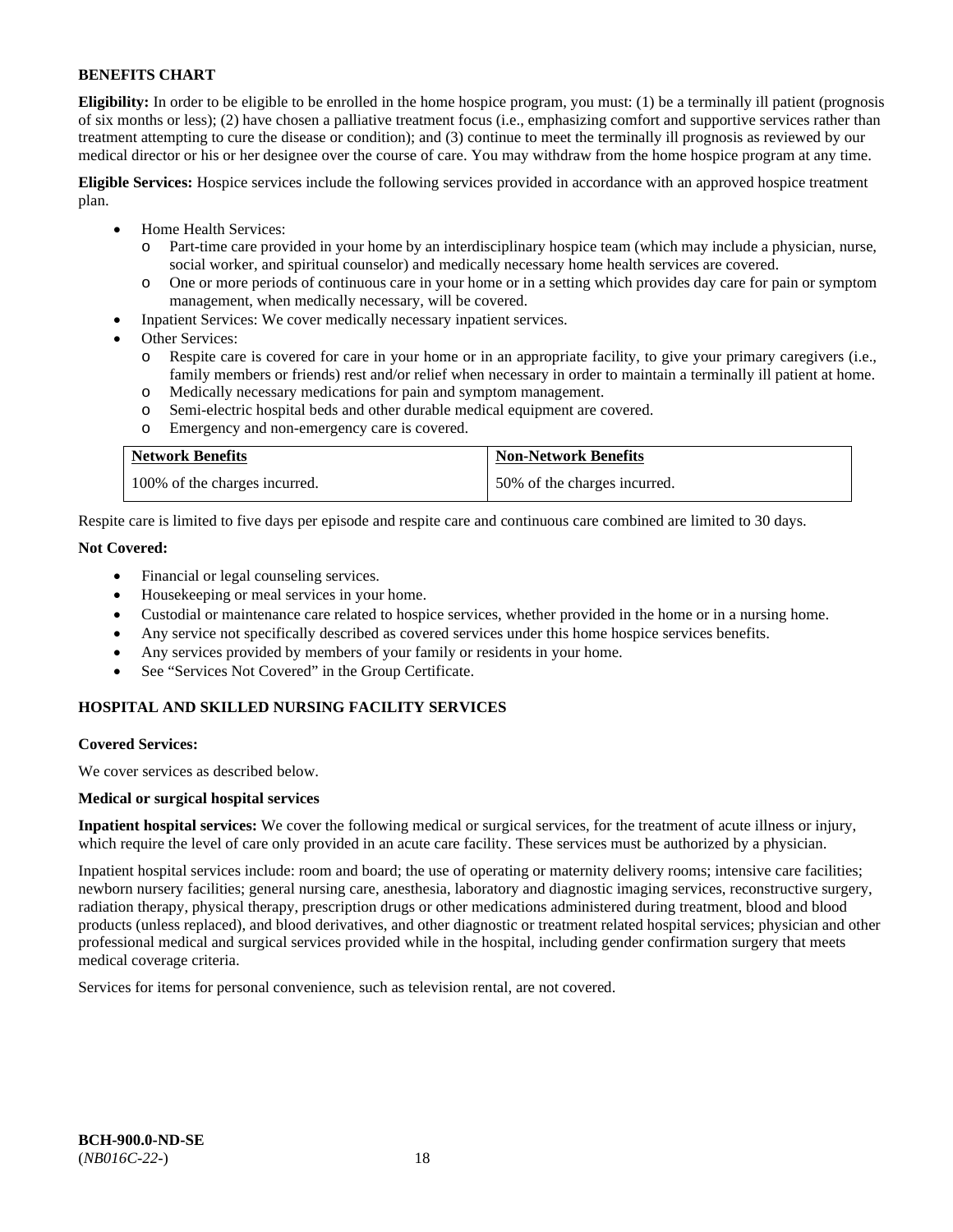**BENEFITS CHART**

**Eligibility:** In order to be eligible to be enrolled in the home hospice program, you must: (1) be a terminally ill patient (prognosis of six months or less); (2) have chosen a palliative treatment focus (i.e., emphasizing comfort and supportive services rather than treatment attempting to cure the disease or condition); and (3) continue to meet the terminally ill prognosis as reviewed by our medical director or his or her designee over the course of care. You may withdraw from the home hospice program at any time.

**Eligible Services:** Hospice services include the following services provided in accordance with an approved hospice treatment plan.

- Home Health Services:
  - Part-time care provided in your home by an interdisciplinary hospice team (which may include a physician, nurse, social worker, and spiritual counselor) and medically necessary home health services are covered.
  - One or more periods of continuous care in your home or in a setting which provides day care for pain or symptom management, when medically necessary, will be covered.
- Inpatient Services: We cover medically necessary inpatient services.
- Other Services:
  - Respite care is covered for care in your home or in an appropriate facility, to give your primary caregivers (i.e., family members or friends) rest and/or relief when necessary in order to maintain a terminally ill patient at home.
  - Medically necessary medications for pain and symptom management.
  - Semi-electric hospital beds and other durable medical equipment are covered.
  - Emergency and non-emergency care is covered.

| Network Benefits | Non-Network Benefits |
|---|---|
| 100% of the charges incurred. | 50% of the charges incurred. |

Respite care is limited to five days per episode and respite care and continuous care combined are limited to 30 days.

**Not Covered:**

- Financial or legal counseling services.
- Housekeeping or meal services in your home.
- Custodial or maintenance care related to hospice services, whether provided in the home or in a nursing home.
- Any service not specifically described as covered services under this home hospice services benefits.
- Any services provided by members of your family or residents in your home.
- See "Services Not Covered" in the Group Certificate.

**HOSPITAL AND SKILLED NURSING FACILITY SERVICES**

**Covered Services:**

We cover services as described below.

**Medical or surgical hospital services**

**Inpatient hospital services:** We cover the following medical or surgical services, for the treatment of acute illness or injury, which require the level of care only provided in an acute care facility. These services must be authorized by a physician.

Inpatient hospital services include: room and board; the use of operating or maternity delivery rooms; intensive care facilities; newborn nursery facilities; general nursing care, anesthesia, laboratory and diagnostic imaging services, reconstructive surgery, radiation therapy, physical therapy, prescription drugs or other medications administered during treatment, blood and blood products (unless replaced), and blood derivatives, and other diagnostic or treatment related hospital services; physician and other professional medical and surgical services provided while in the hospital, including gender confirmation surgery that meets medical coverage criteria.

Services for items for personal convenience, such as television rental, are not covered.

**BCH-900.0-ND-SE**
(*NB016C-22-*)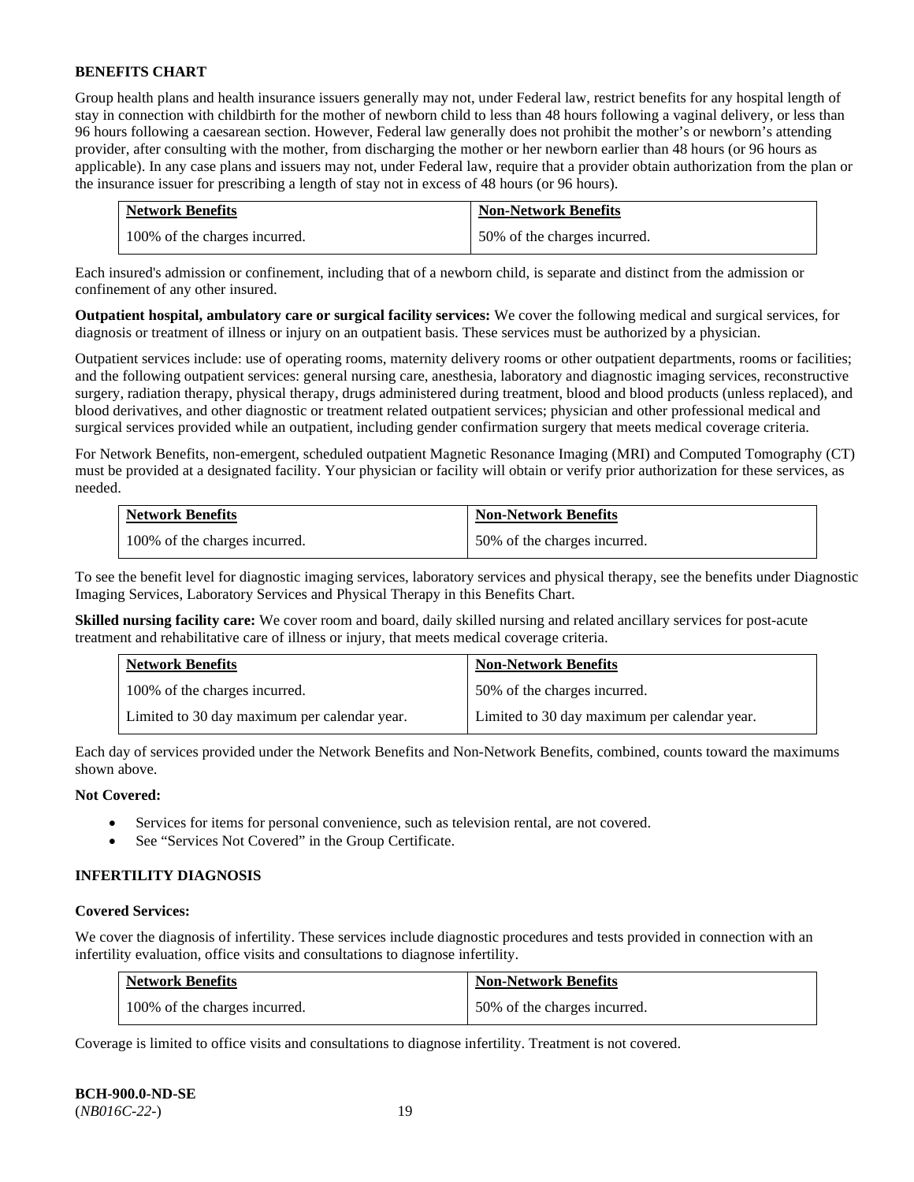**BENEFITS CHART**

Group health plans and health insurance issuers generally may not, under Federal law, restrict benefits for any hospital length of stay in connection with childbirth for the mother of newborn child to less than 48 hours following a vaginal delivery, or less than 96 hours following a caesarean section. However, Federal law generally does not prohibit the mother's or newborn's attending provider, after consulting with the mother, from discharging the mother or her newborn earlier than 48 hours (or 96 hours as applicable). In any case plans and issuers may not, under Federal law, require that a provider obtain authorization from the plan or the insurance issuer for prescribing a length of stay not in excess of 48 hours (or 96 hours).

| Network Benefits | Non-Network Benefits |
|---|---|
| 100% of the charges incurred. | 50% of the charges incurred. |

Each insured's admission or confinement, including that of a newborn child, is separate and distinct from the admission or confinement of any other insured.

**Outpatient hospital, ambulatory care or surgical facility services:** We cover the following medical and surgical services, for diagnosis or treatment of illness or injury on an outpatient basis. These services must be authorized by a physician.

Outpatient services include: use of operating rooms, maternity delivery rooms or other outpatient departments, rooms or facilities; and the following outpatient services: general nursing care, anesthesia, laboratory and diagnostic imaging services, reconstructive surgery, radiation therapy, physical therapy, drugs administered during treatment, blood and blood products (unless replaced), and blood derivatives, and other diagnostic or treatment related outpatient services; physician and other professional medical and surgical services provided while an outpatient, including gender confirmation surgery that meets medical coverage criteria.

For Network Benefits, non-emergent, scheduled outpatient Magnetic Resonance Imaging (MRI) and Computed Tomography (CT) must be provided at a designated facility. Your physician or facility will obtain or verify prior authorization for these services, as needed.

| Network Benefits | Non-Network Benefits |
|---|---|
| 100% of the charges incurred. | 50% of the charges incurred. |

To see the benefit level for diagnostic imaging services, laboratory services and physical therapy, see the benefits under Diagnostic Imaging Services, Laboratory Services and Physical Therapy in this Benefits Chart.

**Skilled nursing facility care:** We cover room and board, daily skilled nursing and related ancillary services for post-acute treatment and rehabilitative care of illness or injury, that meets medical coverage criteria.

| Network Benefits | Non-Network Benefits |
|---|---|
| 100% of the charges incurred. | 50% of the charges incurred. |
| Limited to 30 day maximum per calendar year. | Limited to 30 day maximum per calendar year. |

Each day of services provided under the Network Benefits and Non-Network Benefits, combined, counts toward the maximums shown above.

**Not Covered:**

- Services for items for personal convenience, such as television rental, are not covered.
- See "Services Not Covered" in the Group Certificate.

**INFERTILITY DIAGNOSIS**

**Covered Services:**

We cover the diagnosis of infertility. These services include diagnostic procedures and tests provided in connection with an infertility evaluation, office visits and consultations to diagnose infertility.

| Network Benefits | Non-Network Benefits |
|---|---|
| 100% of the charges incurred. | 50% of the charges incurred. |

Coverage is limited to office visits and consultations to diagnose infertility. Treatment is not covered.

**BCH-900.0-ND-SE**
(*NB016C-22-*)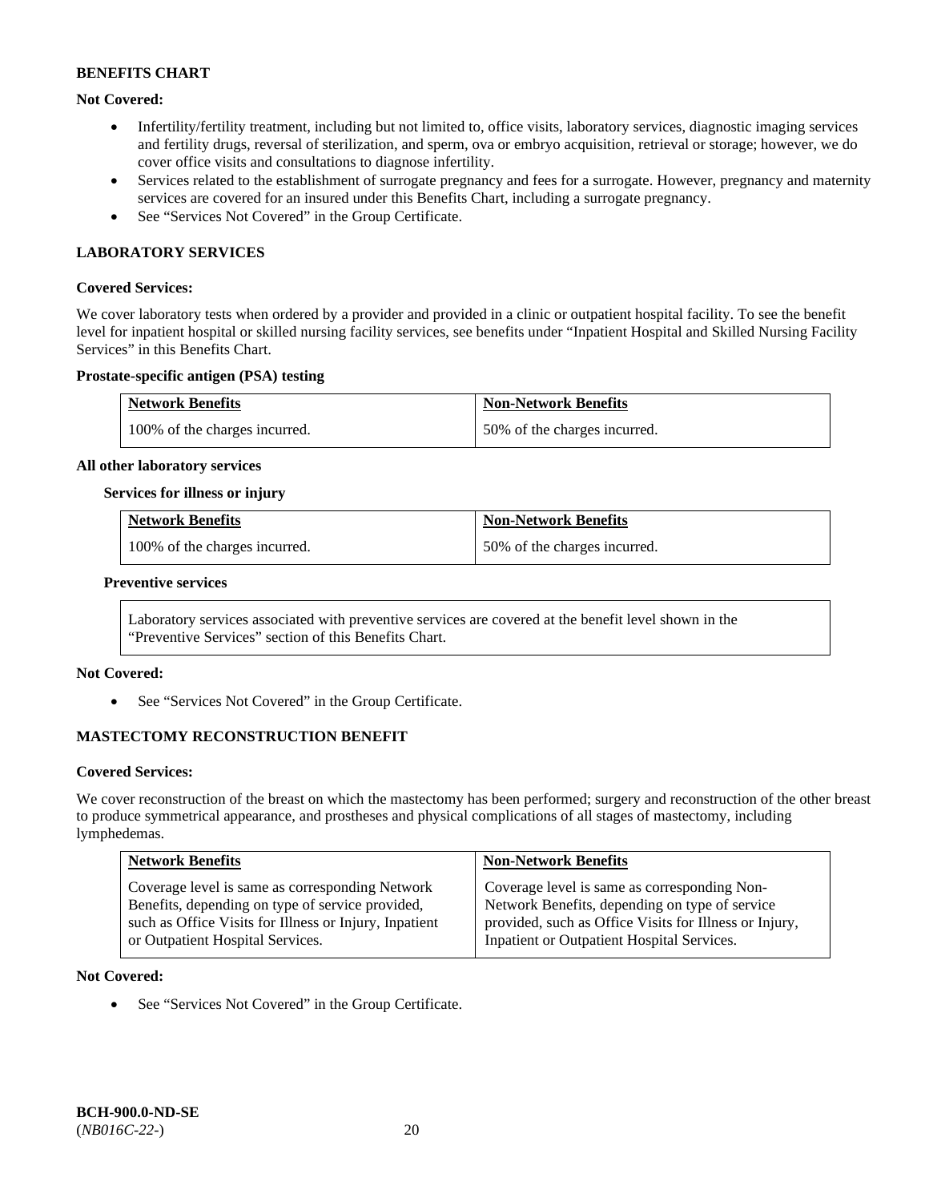**BENEFITS CHART**

**Not Covered:**

- Infertility/fertility treatment, including but not limited to, office visits, laboratory services, diagnostic imaging services and fertility drugs, reversal of sterilization, and sperm, ova or embryo acquisition, retrieval or storage; however, we do cover office visits and consultations to diagnose infertility.
- Services related to the establishment of surrogate pregnancy and fees for a surrogate. However, pregnancy and maternity services are covered for an insured under this Benefits Chart, including a surrogate pregnancy.
- See "Services Not Covered" in the Group Certificate.

**LABORATORY SERVICES**

**Covered Services:**

We cover laboratory tests when ordered by a provider and provided in a clinic or outpatient hospital facility. To see the benefit level for inpatient hospital or skilled nursing facility services, see benefits under "Inpatient Hospital and Skilled Nursing Facility Services" in this Benefits Chart.

**Prostate-specific antigen (PSA) testing**

| Network Benefits | Non-Network Benefits |
|---|---|
| 100% of the charges incurred. | 50% of the charges incurred. |

**All other laboratory services**

**Services for illness or injury**

| Network Benefits | Non-Network Benefits |
|---|---|
| 100% of the charges incurred. | 50% of the charges incurred. |

**Preventive services**

| Laboratory services associated with preventive services are covered at the benefit level shown in the "Preventive Services" section of this Benefits Chart. |
|---|

**Not Covered:**

- See "Services Not Covered" in the Group Certificate.

**MASTECTOMY RECONSTRUCTION BENEFIT**

**Covered Services:**

We cover reconstruction of the breast on which the mastectomy has been performed; surgery and reconstruction of the other breast to produce symmetrical appearance, and prostheses and physical complications of all stages of mastectomy, including lymphedemas.

| Network Benefits | Non-Network Benefits |
|---|---|
| Coverage level is same as corresponding Network Benefits, depending on type of service provided, such as Office Visits for Illness or Injury, Inpatient or Outpatient Hospital Services. | Coverage level is same as corresponding Non-Network Benefits, depending on type of service provided, such as Office Visits for Illness or Injury, Inpatient or Outpatient Hospital Services. |

**Not Covered:**

- See "Services Not Covered" in the Group Certificate.

**BCH-900.0-ND-SE**
(*NB016C-22-*)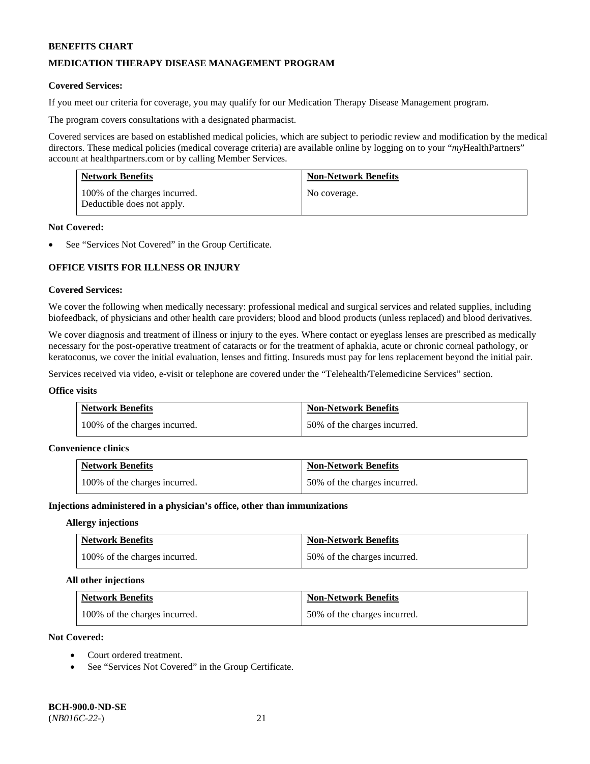**BENEFITS CHART**

**MEDICATION THERAPY DISEASE MANAGEMENT PROGRAM**

**Covered Services:**

If you meet our criteria for coverage, you may qualify for our Medication Therapy Disease Management program.

The program covers consultations with a designated pharmacist.

Covered services are based on established medical policies, which are subject to periodic review and modification by the medical directors. These medical policies (medical coverage criteria) are available online by logging on to your "*my*HealthPartners" account at healthpartners.com or by calling Member Services.

| Network Benefits | Non-Network Benefits |
|---|---|
| 100% of the charges incurred. Deductible does not apply. | No coverage. |

**Not Covered:**

- See "Services Not Covered" in the Group Certificate.

**OFFICE VISITS FOR ILLNESS OR INJURY**

**Covered Services:**

We cover the following when medically necessary: professional medical and surgical services and related supplies, including biofeedback, of physicians and other health care providers; blood and blood products (unless replaced) and blood derivatives.

We cover diagnosis and treatment of illness or injury to the eyes. Where contact or eyeglass lenses are prescribed as medically necessary for the post-operative treatment of cataracts or for the treatment of aphakia, acute or chronic corneal pathology, or keratoconus, we cover the initial evaluation, lenses and fitting. Insureds must pay for lens replacement beyond the initial pair.

Services received via video, e-visit or telephone are covered under the "Telehealth/Telemedicine Services" section.

**Office visits**

| Network Benefits | Non-Network Benefits |
|---|---|
| 100% of the charges incurred. | 50% of the charges incurred. |

**Convenience clinics**

| Network Benefits | Non-Network Benefits |
|---|---|
| 100% of the charges incurred. | 50% of the charges incurred. |

**Injections administered in a physician's office, other than immunizations**

**Allergy injections**

| Network Benefits | Non-Network Benefits |
|---|---|
| 100% of the charges incurred. | 50% of the charges incurred. |

**All other injections**

| Network Benefits | Non-Network Benefits |
|---|---|
| 100% of the charges incurred. | 50% of the charges incurred. |

**Not Covered:**

- Court ordered treatment.
- See "Services Not Covered" in the Group Certificate.

**BCH-900.0-ND-SE**
(*NB016C-22-*)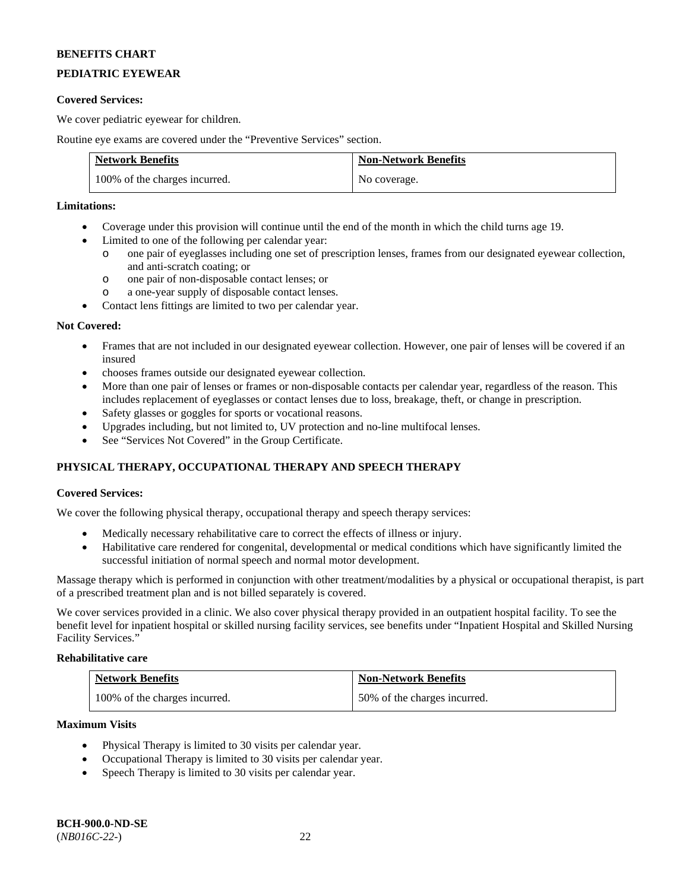**BENEFITS CHART**

**PEDIATRIC EYEWEAR**

**Covered Services:**

We cover pediatric eyewear for children.

Routine eye exams are covered under the "Preventive Services" section.

| Network Benefits | Non-Network Benefits |
|---|---|
| 100% of the charges incurred. | No coverage. |

**Limitations:**

- Coverage under this provision will continue until the end of the month in which the child turns age 19.
- Limited to one of the following per calendar year:
  - one pair of eyeglasses including one set of prescription lenses, frames from our designated eyewear collection, and anti-scratch coating; or
  - one pair of non-disposable contact lenses; or
  - a one-year supply of disposable contact lenses.
- Contact lens fittings are limited to two per calendar year.

**Not Covered:**

- Frames that are not included in our designated eyewear collection. However, one pair of lenses will be covered if an insured
- chooses frames outside our designated eyewear collection.
- More than one pair of lenses or frames or non-disposable contacts per calendar year, regardless of the reason. This includes replacement of eyeglasses or contact lenses due to loss, breakage, theft, or change in prescription.
- Safety glasses or goggles for sports or vocational reasons.
- Upgrades including, but not limited to, UV protection and no-line multifocal lenses.
- See "Services Not Covered" in the Group Certificate.

**PHYSICAL THERAPY, OCCUPATIONAL THERAPY AND SPEECH THERAPY**

**Covered Services:**

We cover the following physical therapy, occupational therapy and speech therapy services:

- Medically necessary rehabilitative care to correct the effects of illness or injury.
- Habilitative care rendered for congenital, developmental or medical conditions which have significantly limited the successful initiation of normal speech and normal motor development.

Massage therapy which is performed in conjunction with other treatment/modalities by a physical or occupational therapist, is part of a prescribed treatment plan and is not billed separately is covered.

We cover services provided in a clinic. We also cover physical therapy provided in an outpatient hospital facility. To see the benefit level for inpatient hospital or skilled nursing facility services, see benefits under "Inpatient Hospital and Skilled Nursing Facility Services."

**Rehabilitative care**

| Network Benefits | Non-Network Benefits |
|---|---|
| 100% of the charges incurred. | 50% of the charges incurred. |

**Maximum Visits**

- Physical Therapy is limited to 30 visits per calendar year.
- Occupational Therapy is limited to 30 visits per calendar year.
- Speech Therapy is limited to 30 visits per calendar year.

**BCH-900.0-ND-SE**
(*NB016C-22-*)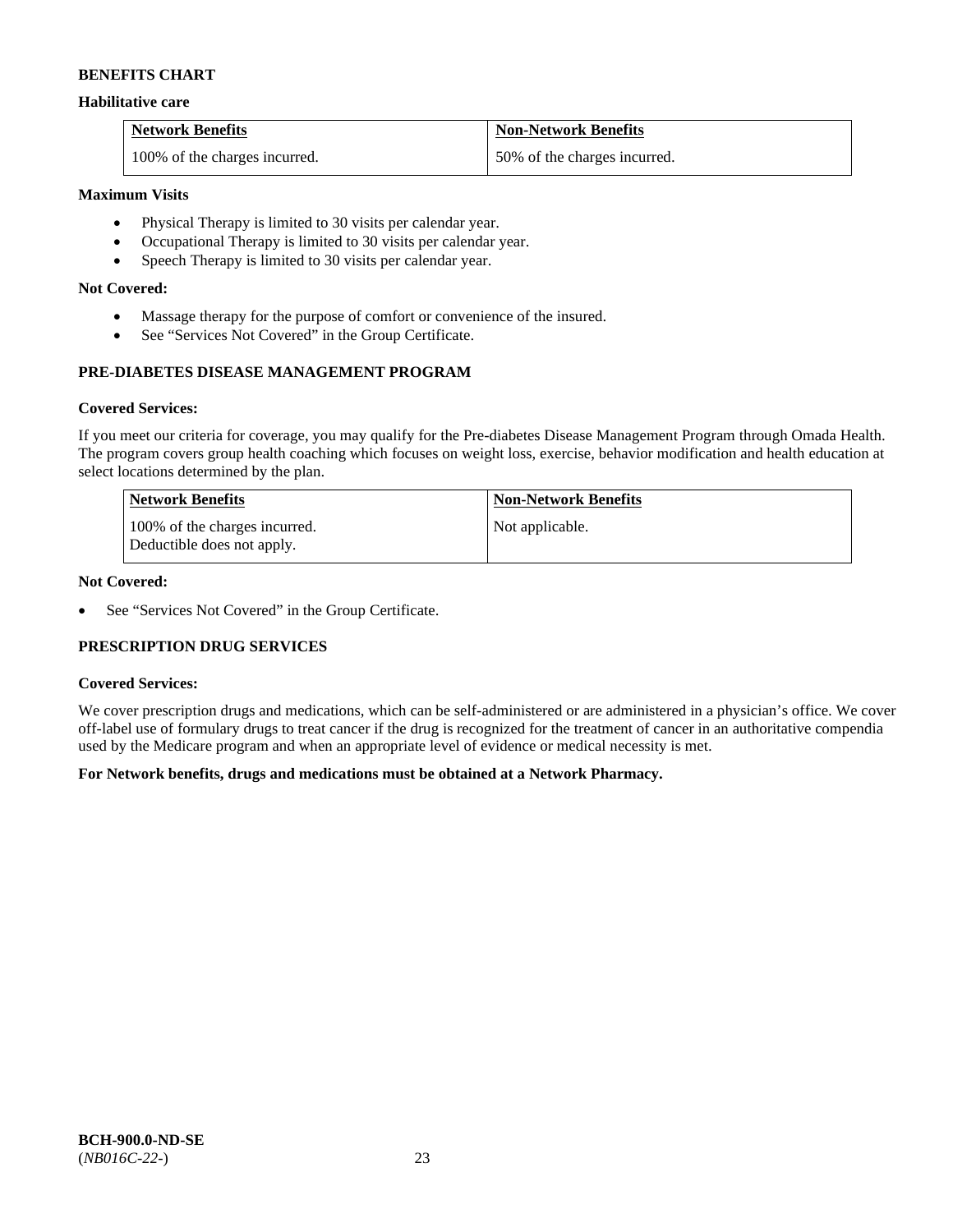**BENEFITS CHART**

**Habilitative care**

| Network Benefits | Non-Network Benefits |
| --- | --- |
| 100% of the charges incurred. | 50% of the charges incurred. |

**Maximum Visits**

- Physical Therapy is limited to 30 visits per calendar year.
- Occupational Therapy is limited to 30 visits per calendar year.
- Speech Therapy is limited to 30 visits per calendar year.

**Not Covered:**

- Massage therapy for the purpose of comfort or convenience of the insured.
- See "Services Not Covered" in the Group Certificate.

**PRE-DIABETES DISEASE MANAGEMENT PROGRAM**

**Covered Services:**

If you meet our criteria for coverage, you may qualify for the Pre-diabetes Disease Management Program through Omada Health. The program covers group health coaching which focuses on weight loss, exercise, behavior modification and health education at select locations determined by the plan.

| Network Benefits | Non-Network Benefits |
| --- | --- |
| 100% of the charges incurred. Deductible does not apply. | Not applicable. |

**Not Covered:**

- See "Services Not Covered" in the Group Certificate.

**PRESCRIPTION DRUG SERVICES**

**Covered Services:**

We cover prescription drugs and medications, which can be self-administered or are administered in a physician's office. We cover off-label use of formulary drugs to treat cancer if the drug is recognized for the treatment of cancer in an authoritative compendia used by the Medicare program and when an appropriate level of evidence or medical necessity is met.

**For Network benefits, drugs and medications must be obtained at a Network Pharmacy.**

**BCH-900.0-ND-SE**
(*NB016C-22-*)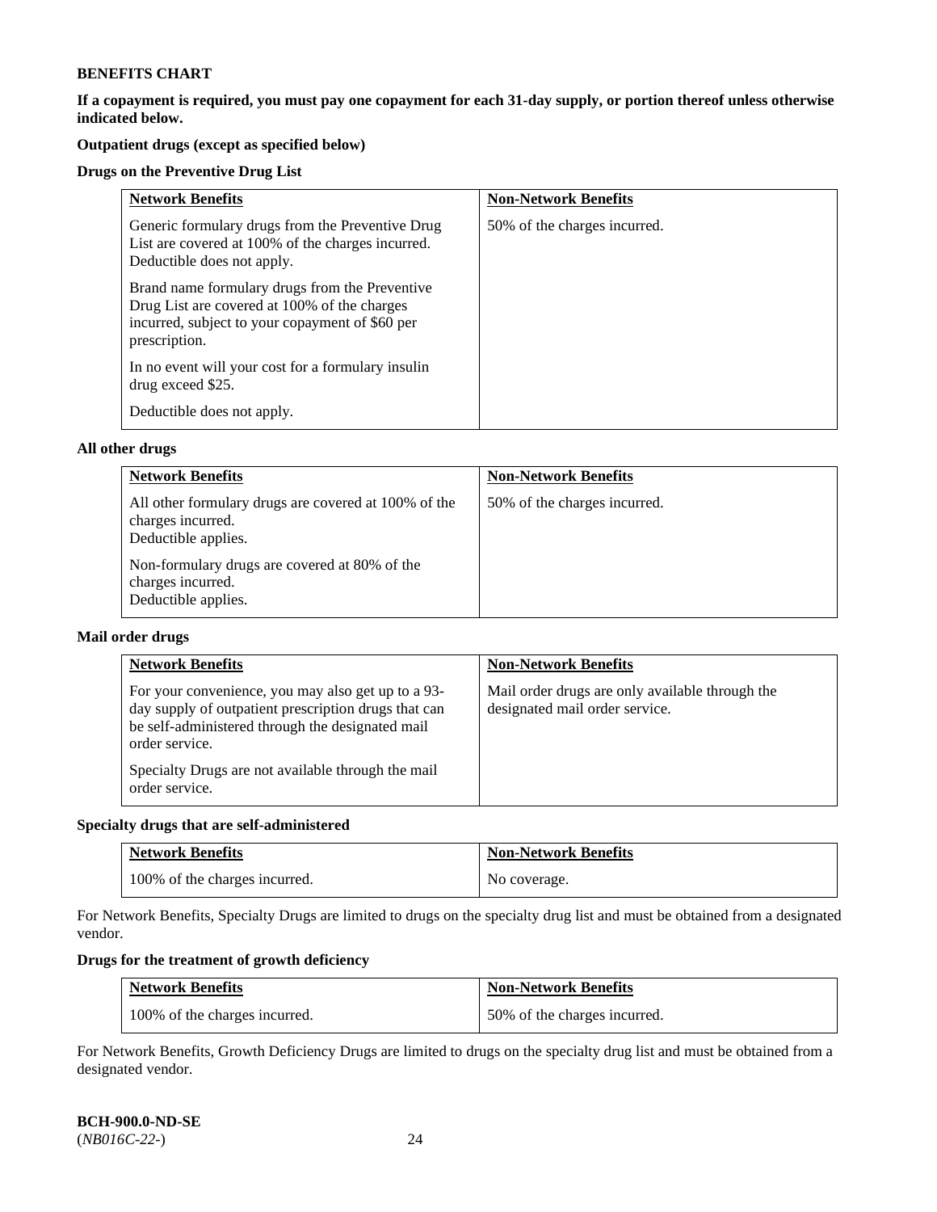**BENEFITS CHART**

**If a copayment is required, you must pay one copayment for each 31-day supply, or portion thereof unless otherwise indicated below.**

**Outpatient drugs (except as specified below)**

**Drugs on the Preventive Drug List**

| Network Benefits | Non-Network Benefits |
|---|---|
| Generic formulary drugs from the Preventive Drug List are covered at 100% of the charges incurred. Deductible does not apply.<br><br>Brand name formulary drugs from the Preventive Drug List are covered at 100% of the charges incurred, subject to your copayment of $60 per prescription.<br><br>In no event will your cost for a formulary insulin drug exceed $25.<br><br>Deductible does not apply. | 50% of the charges incurred. |

**All other drugs**

| Network Benefits | Non-Network Benefits |
|---|---|
| All other formulary drugs are covered at 100% of the charges incurred. Deductible applies.<br><br>Non-formulary drugs are covered at 80% of the charges incurred. Deductible applies. | 50% of the charges incurred. |

**Mail order drugs**

| Network Benefits | Non-Network Benefits |
|---|---|
| For your convenience, you may also get up to a 93-day supply of outpatient prescription drugs that can be self-administered through the designated mail order service.<br><br>Specialty Drugs are not available through the mail order service. | Mail order drugs are only available through the designated mail order service. |

**Specialty drugs that are self-administered**

| Network Benefits | Non-Network Benefits |
|---|---|
| 100% of the charges incurred. | No coverage. |

For Network Benefits, Specialty Drugs are limited to drugs on the specialty drug list and must be obtained from a designated vendor.

**Drugs for the treatment of growth deficiency**

| Network Benefits | Non-Network Benefits |
|---|---|
| 100% of the charges incurred. | 50% of the charges incurred. |

For Network Benefits, Growth Deficiency Drugs are limited to drugs on the specialty drug list and must be obtained from a designated vendor.

**BCH-900.0-ND-SE**
(*NB016C-22-*)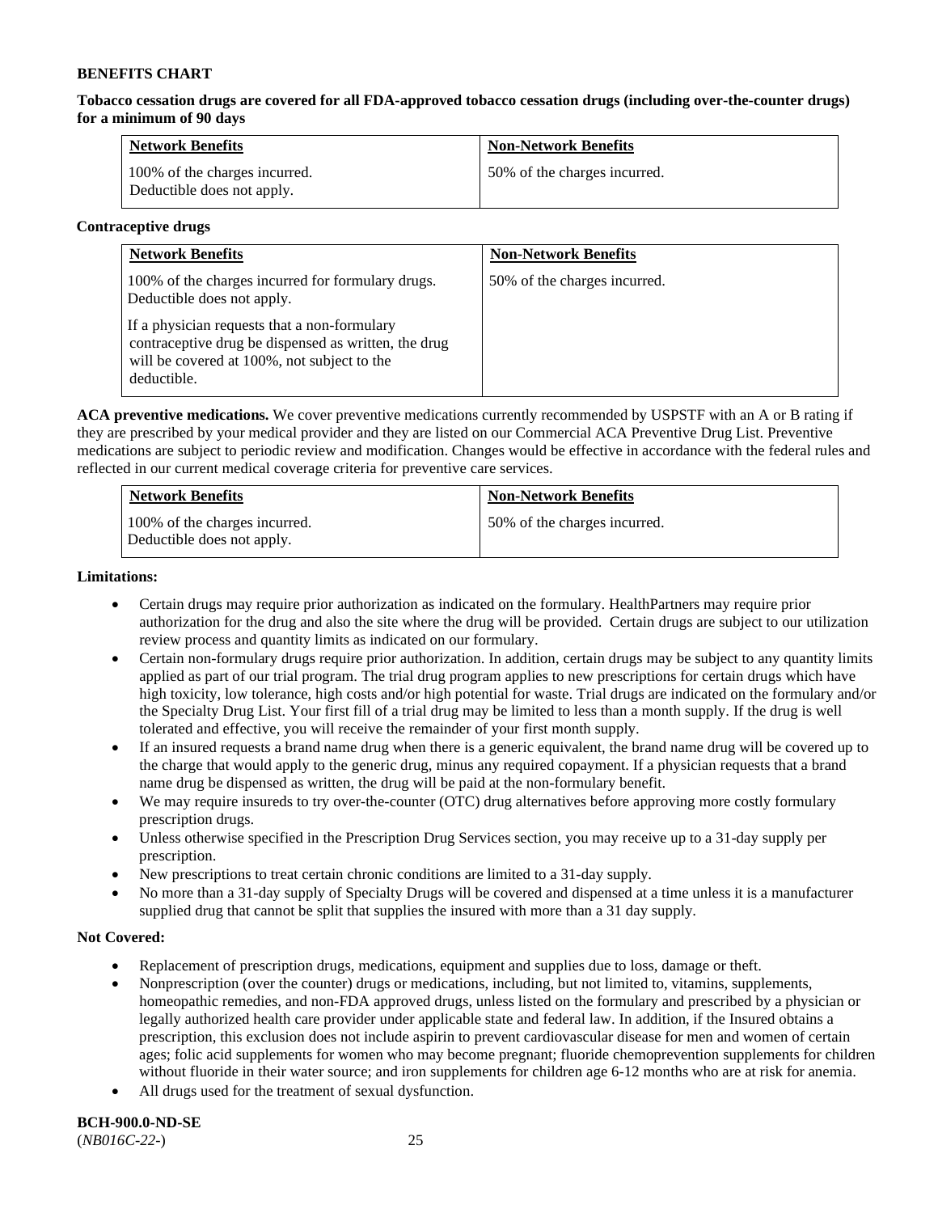**BENEFITS CHART**

**Tobacco cessation drugs are covered for all FDA-approved tobacco cessation drugs (including over-the-counter drugs) for a minimum of 90 days**

| Network Benefits | Non-Network Benefits |
|---|---|
| 100% of the charges incurred. Deductible does not apply. | 50% of the charges incurred. |

**Contraceptive drugs**

| Network Benefits | Non-Network Benefits |
|---|---|
| 100% of the charges incurred for formulary drugs. Deductible does not apply.<br><br>If a physician requests that a non-formulary contraceptive drug be dispensed as written, the drug will be covered at 100%, not subject to the deductible. | 50% of the charges incurred. |

**ACA preventive medications.** We cover preventive medications currently recommended by USPSTF with an A or B rating if they are prescribed by your medical provider and they are listed on our Commercial ACA Preventive Drug List. Preventive medications are subject to periodic review and modification. Changes would be effective in accordance with the federal rules and reflected in our current medical coverage criteria for preventive care services.

| Network Benefits | Non-Network Benefits |
|---|---|
| 100% of the charges incurred. Deductible does not apply. | 50% of the charges incurred. |

**Limitations:**

- Certain drugs may require prior authorization as indicated on the formulary. HealthPartners may require prior authorization for the drug and also the site where the drug will be provided. Certain drugs are subject to our utilization review process and quantity limits as indicated on our formulary.
- Certain non-formulary drugs require prior authorization. In addition, certain drugs may be subject to any quantity limits applied as part of our trial program. The trial drug program applies to new prescriptions for certain drugs which have high toxicity, low tolerance, high costs and/or high potential for waste. Trial drugs are indicated on the formulary and/or the Specialty Drug List. Your first fill of a trial drug may be limited to less than a month supply. If the drug is well tolerated and effective, you will receive the remainder of your first month supply.
- If an insured requests a brand name drug when there is a generic equivalent, the brand name drug will be covered up to the charge that would apply to the generic drug, minus any required copayment. If a physician requests that a brand name drug be dispensed as written, the drug will be paid at the non-formulary benefit.
- We may require insureds to try over-the-counter (OTC) drug alternatives before approving more costly formulary prescription drugs.
- Unless otherwise specified in the Prescription Drug Services section, you may receive up to a 31-day supply per prescription.
- New prescriptions to treat certain chronic conditions are limited to a 31-day supply.
- No more than a 31-day supply of Specialty Drugs will be covered and dispensed at a time unless it is a manufacturer supplied drug that cannot be split that supplies the insured with more than a 31 day supply.

**Not Covered:**

- Replacement of prescription drugs, medications, equipment and supplies due to loss, damage or theft.
- Nonprescription (over the counter) drugs or medications, including, but not limited to, vitamins, supplements, homeopathic remedies, and non-FDA approved drugs, unless listed on the formulary and prescribed by a physician or legally authorized health care provider under applicable state and federal law. In addition, if the Insured obtains a prescription, this exclusion does not include aspirin to prevent cardiovascular disease for men and women of certain ages; folic acid supplements for women who may become pregnant; fluoride chemoprevention supplements for children without fluoride in their water source; and iron supplements for children age 6-12 months who are at risk for anemia.
- All drugs used for the treatment of sexual dysfunction.

**BCH-900.0-ND-SE**
(*NB016C-22-*)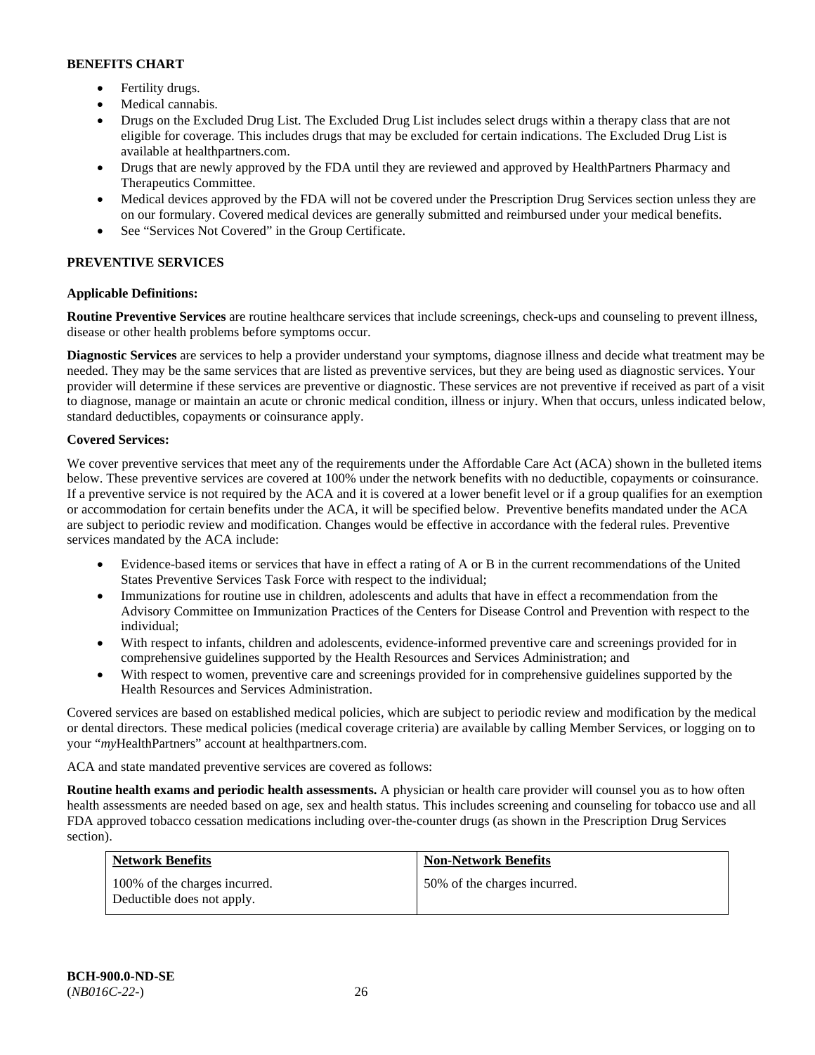**BENEFITS CHART**

- Fertility drugs.
- Medical cannabis.
- Drugs on the Excluded Drug List. The Excluded Drug List includes select drugs within a therapy class that are not eligible for coverage. This includes drugs that may be excluded for certain indications. The Excluded Drug List is available at healthpartners.com.
- Drugs that are newly approved by the FDA until they are reviewed and approved by HealthPartners Pharmacy and Therapeutics Committee.
- Medical devices approved by the FDA will not be covered under the Prescription Drug Services section unless they are on our formulary. Covered medical devices are generally submitted and reimbursed under your medical benefits.
- See "Services Not Covered" in the Group Certificate.

**PREVENTIVE SERVICES**

**Applicable Definitions:**

**Routine Preventive Services** are routine healthcare services that include screenings, check-ups and counseling to prevent illness, disease or other health problems before symptoms occur.

**Diagnostic Services** are services to help a provider understand your symptoms, diagnose illness and decide what treatment may be needed. They may be the same services that are listed as preventive services, but they are being used as diagnostic services. Your provider will determine if these services are preventive or diagnostic. These services are not preventive if received as part of a visit to diagnose, manage or maintain an acute or chronic medical condition, illness or injury. When that occurs, unless indicated below, standard deductibles, copayments or coinsurance apply.

**Covered Services:**

We cover preventive services that meet any of the requirements under the Affordable Care Act (ACA) shown in the bulleted items below. These preventive services are covered at 100% under the network benefits with no deductible, copayments or coinsurance. If a preventive service is not required by the ACA and it is covered at a lower benefit level or if a group qualifies for an exemption or accommodation for certain benefits under the ACA, it will be specified below. Preventive benefits mandated under the ACA are subject to periodic review and modification. Changes would be effective in accordance with the federal rules. Preventive services mandated by the ACA include:

- Evidence-based items or services that have in effect a rating of A or B in the current recommendations of the United States Preventive Services Task Force with respect to the individual;
- Immunizations for routine use in children, adolescents and adults that have in effect a recommendation from the Advisory Committee on Immunization Practices of the Centers for Disease Control and Prevention with respect to the individual;
- With respect to infants, children and adolescents, evidence-informed preventive care and screenings provided for in comprehensive guidelines supported by the Health Resources and Services Administration; and
- With respect to women, preventive care and screenings provided for in comprehensive guidelines supported by the Health Resources and Services Administration.

Covered services are based on established medical policies, which are subject to periodic review and modification by the medical or dental directors. These medical policies (medical coverage criteria) are available by calling Member Services, or logging on to your "*my*HealthPartners" account at healthpartners.com.

ACA and state mandated preventive services are covered as follows:

**Routine health exams and periodic health assessments.** A physician or health care provider will counsel you as to how often health assessments are needed based on age, sex and health status. This includes screening and counseling for tobacco use and all FDA approved tobacco cessation medications including over-the-counter drugs (as shown in the Prescription Drug Services section).

| Network Benefits | Non-Network Benefits |
| --- | --- |
| 100% of the charges incurred. Deductible does not apply. | 50% of the charges incurred. |

BCH-900.0-ND-SE
(*NB016C-22-*)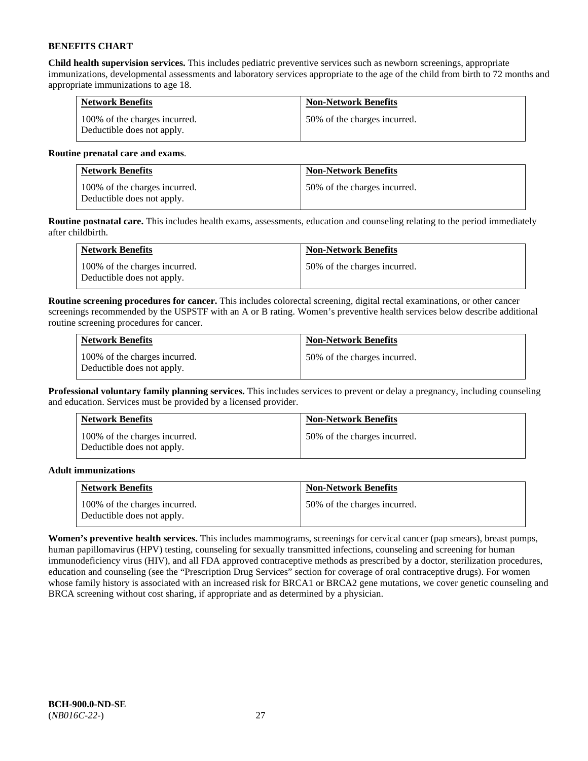**BENEFITS CHART**

**Child health supervision services.** This includes pediatric preventive services such as newborn screenings, appropriate immunizations, developmental assessments and laboratory services appropriate to the age of the child from birth to 72 months and appropriate immunizations to age 18.

| Network Benefits | Non-Network Benefits |
|---|---|
| 100% of the charges incurred. Deductible does not apply. | 50% of the charges incurred. |

**Routine prenatal care and exams**.

| Network Benefits | Non-Network Benefits |
|---|---|
| 100% of the charges incurred. Deductible does not apply. | 50% of the charges incurred. |

**Routine postnatal care.** This includes health exams, assessments, education and counseling relating to the period immediately after childbirth.

| Network Benefits | Non-Network Benefits |
|---|---|
| 100% of the charges incurred. Deductible does not apply. | 50% of the charges incurred. |

**Routine screening procedures for cancer.** This includes colorectal screening, digital rectal examinations, or other cancer screenings recommended by the USPSTF with an A or B rating. Women's preventive health services below describe additional routine screening procedures for cancer.

| Network Benefits | Non-Network Benefits |
|---|---|
| 100% of the charges incurred. Deductible does not apply. | 50% of the charges incurred. |

**Professional voluntary family planning services.** This includes services to prevent or delay a pregnancy, including counseling and education. Services must be provided by a licensed provider.

| Network Benefits | Non-Network Benefits |
|---|---|
| 100% of the charges incurred. Deductible does not apply. | 50% of the charges incurred. |

**Adult immunizations**

| Network Benefits | Non-Network Benefits |
|---|---|
| 100% of the charges incurred. Deductible does not apply. | 50% of the charges incurred. |

**Women's preventive health services.** This includes mammograms, screenings for cervical cancer (pap smears), breast pumps, human papillomavirus (HPV) testing, counseling for sexually transmitted infections, counseling and screening for human immunodeficiency virus (HIV), and all FDA approved contraceptive methods as prescribed by a doctor, sterilization procedures, education and counseling (see the "Prescription Drug Services" section for coverage of oral contraceptive drugs). For women whose family history is associated with an increased risk for BRCA1 or BRCA2 gene mutations, we cover genetic counseling and BRCA screening without cost sharing, if appropriate and as determined by a physician.

**BCH-900.0-ND-SE**
(*NB016C-22-*)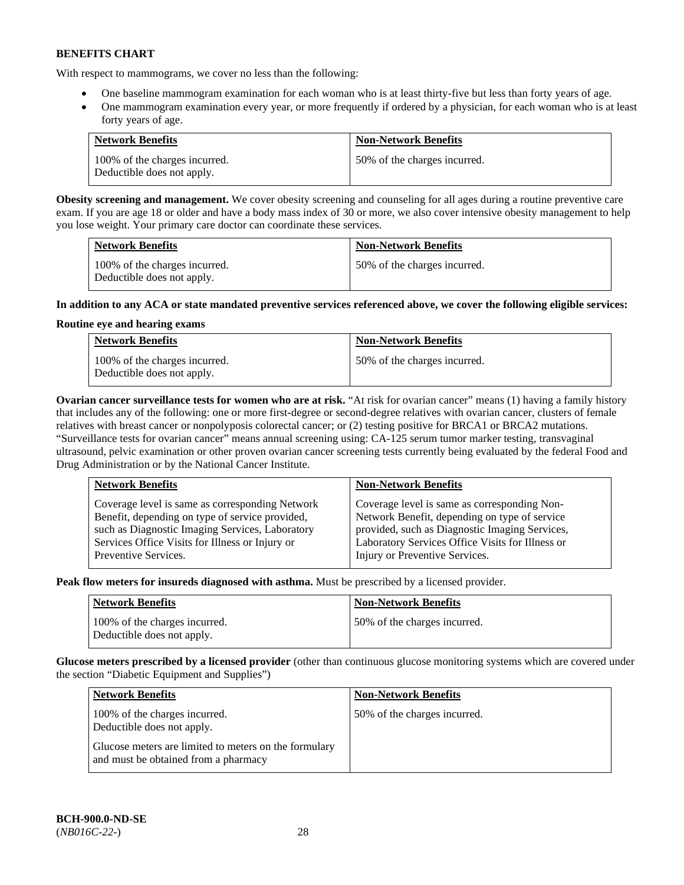**BENEFITS CHART**

With respect to mammograms, we cover no less than the following:

- One baseline mammogram examination for each woman who is at least thirty-five but less than forty years of age.
- One mammogram examination every year, or more frequently if ordered by a physician, for each woman who is at least forty years of age.

| Network Benefits | Non-Network Benefits |
|---|---|
| 100% of the charges incurred. Deductible does not apply. | 50% of the charges incurred. |

**Obesity screening and management.** We cover obesity screening and counseling for all ages during a routine preventive care exam. If you are age 18 or older and have a body mass index of 30 or more, we also cover intensive obesity management to help you lose weight. Your primary care doctor can coordinate these services.

| Network Benefits | Non-Network Benefits |
|---|---|
| 100% of the charges incurred. Deductible does not apply. | 50% of the charges incurred. |

**In addition to any ACA or state mandated preventive services referenced above, we cover the following eligible services:**

**Routine eye and hearing exams**

| Network Benefits | Non-Network Benefits |
|---|---|
| 100% of the charges incurred. Deductible does not apply. | 50% of the charges incurred. |

**Ovarian cancer surveillance tests for women who are at risk.** "At risk for ovarian cancer" means (1) having a family history that includes any of the following: one or more first-degree or second-degree relatives with ovarian cancer, clusters of female relatives with breast cancer or nonpolyposis colorectal cancer; or (2) testing positive for BRCA1 or BRCA2 mutations. "Surveillance tests for ovarian cancer" means annual screening using: CA-125 serum tumor marker testing, transvaginal ultrasound, pelvic examination or other proven ovarian cancer screening tests currently being evaluated by the federal Food and Drug Administration or by the National Cancer Institute.

| Network Benefits | Non-Network Benefits |
|---|---|
| Coverage level is same as corresponding Network Benefit, depending on type of service provided, such as Diagnostic Imaging Services, Laboratory Services Office Visits for Illness or Injury or Preventive Services. | Coverage level is same as corresponding Non-Network Benefit, depending on type of service provided, such as Diagnostic Imaging Services, Laboratory Services Office Visits for Illness or Injury or Preventive Services. |

**Peak flow meters for insureds diagnosed with asthma.** Must be prescribed by a licensed provider.

| Network Benefits | Non-Network Benefits |
|---|---|
| 100% of the charges incurred. Deductible does not apply. | 50% of the charges incurred. |

**Glucose meters prescribed by a licensed provider** (other than continuous glucose monitoring systems which are covered under the section "Diabetic Equipment and Supplies")

| Network Benefits | Non-Network Benefits |
|---|---|
| 100% of the charges incurred. Deductible does not apply. Glucose meters are limited to meters on the formulary and must be obtained from a pharmacy | 50% of the charges incurred. |

**BCH-900.0-ND-SE**
(*NB016C-22-*)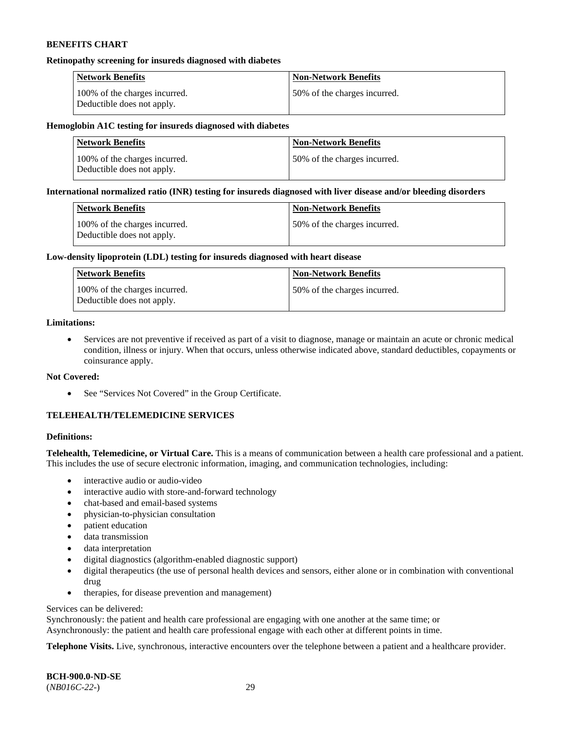**BENEFITS CHART**

**Retinopathy screening for insureds diagnosed with diabetes**

| Network Benefits | Non-Network Benefits |
|---|---|
| 100% of the charges incurred.<br>Deductible does not apply. | 50% of the charges incurred. |

**Hemoglobin A1C testing for insureds diagnosed with diabetes**

| Network Benefits | Non-Network Benefits |
|---|---|
| 100% of the charges incurred.<br>Deductible does not apply. | 50% of the charges incurred. |

**International normalized ratio (INR) testing for insureds diagnosed with liver disease and/or bleeding disorders**

| Network Benefits | Non-Network Benefits |
|---|---|
| 100% of the charges incurred.<br>Deductible does not apply. | 50% of the charges incurred. |

**Low-density lipoprotein (LDL) testing for insureds diagnosed with heart disease**

| Network Benefits | Non-Network Benefits |
|---|---|
| 100% of the charges incurred.<br>Deductible does not apply. | 50% of the charges incurred. |

**Limitations:**

- Services are not preventive if received as part of a visit to diagnose, manage or maintain an acute or chronic medical condition, illness or injury. When that occurs, unless otherwise indicated above, standard deductibles, copayments or coinsurance apply.

**Not Covered:**

- See "Services Not Covered" in the Group Certificate.

**TELEHEALTH/TELEMEDICINE SERVICES**

**Definitions:**

**Telehealth, Telemedicine, or Virtual Care.** This is a means of communication between a health care professional and a patient. This includes the use of secure electronic information, imaging, and communication technologies, including:

- interactive audio or audio-video
- interactive audio with store-and-forward technology
- chat-based and email-based systems
- physician-to-physician consultation
- patient education
- data transmission
- data interpretation
- digital diagnostics (algorithm-enabled diagnostic support)
- digital therapeutics (the use of personal health devices and sensors, either alone or in combination with conventional drug
- therapies, for disease prevention and management)

Services can be delivered:
Synchronously: the patient and health care professional are engaging with one another at the same time; or
Asynchronously: the patient and health care professional engage with each other at different points in time.

**Telephone Visits.** Live, synchronous, interactive encounters over the telephone between a patient and a healthcare provider.

**BCH-900.0-ND-SE**
(*NB016C-22-*)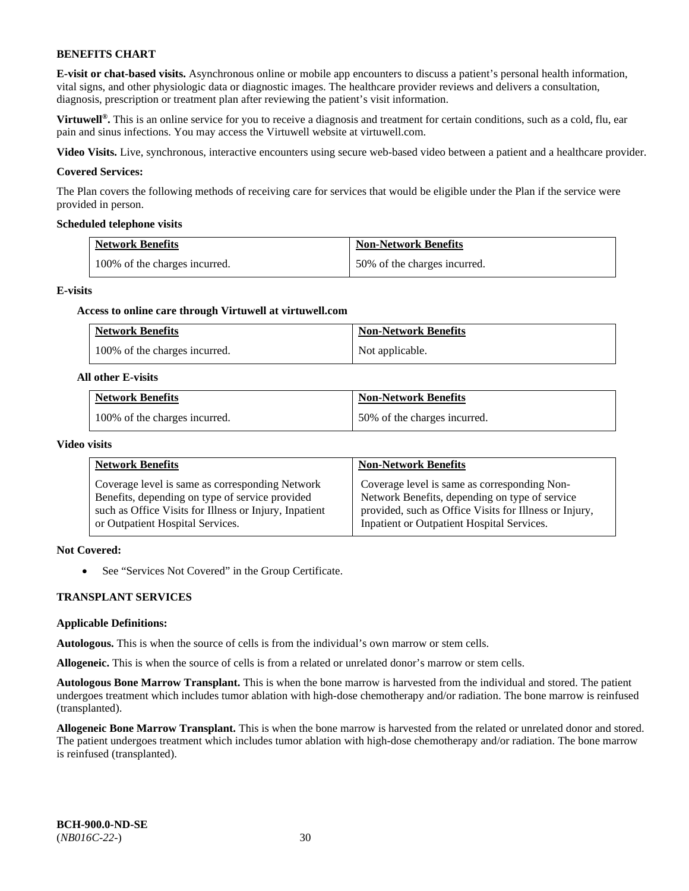**BENEFITS CHART**

**E-visit or chat-based visits.** Asynchronous online or mobile app encounters to discuss a patient's personal health information, vital signs, and other physiologic data or diagnostic images. The healthcare provider reviews and delivers a consultation, diagnosis, prescription or treatment plan after reviewing the patient's visit information.

**Virtuwell®.** This is an online service for you to receive a diagnosis and treatment for certain conditions, such as a cold, flu, ear pain and sinus infections. You may access the Virtuwell website at virtuwell.com.

**Video Visits.** Live, synchronous, interactive encounters using secure web-based video between a patient and a healthcare provider.

**Covered Services:**

The Plan covers the following methods of receiving care for services that would be eligible under the Plan if the service were provided in person.

**Scheduled telephone visits**

| Network Benefits | Non-Network Benefits |
|---|---|
| 100% of the charges incurred. | 50% of the charges incurred. |

**E-visits**

**Access to online care through Virtuwell at virtuwell.com**

| Network Benefits | Non-Network Benefits |
|---|---|
| 100% of the charges incurred. | Not applicable. |

**All other E-visits**

| Network Benefits | Non-Network Benefits |
|---|---|
| 100% of the charges incurred. | 50% of the charges incurred. |

**Video visits**

| Network Benefits | Non-Network Benefits |
|---|---|
| Coverage level is same as corresponding Network Benefits, depending on type of service provided such as Office Visits for Illness or Injury, Inpatient or Outpatient Hospital Services. | Coverage level is same as corresponding Non-Network Benefits, depending on type of service provided, such as Office Visits for Illness or Injury, Inpatient or Outpatient Hospital Services. |

**Not Covered:**

- See "Services Not Covered" in the Group Certificate.

**TRANSPLANT SERVICES**

**Applicable Definitions:**

**Autologous.** This is when the source of cells is from the individual's own marrow or stem cells.

**Allogeneic.** This is when the source of cells is from a related or unrelated donor's marrow or stem cells.

**Autologous Bone Marrow Transplant.** This is when the bone marrow is harvested from the individual and stored. The patient undergoes treatment which includes tumor ablation with high-dose chemotherapy and/or radiation. The bone marrow is reinfused (transplanted).

**Allogeneic Bone Marrow Transplant.** This is when the bone marrow is harvested from the related or unrelated donor and stored. The patient undergoes treatment which includes tumor ablation with high-dose chemotherapy and/or radiation. The bone marrow is reinfused (transplanted).

**BCH-900.0-ND-SE**
(*NB016C-22-*)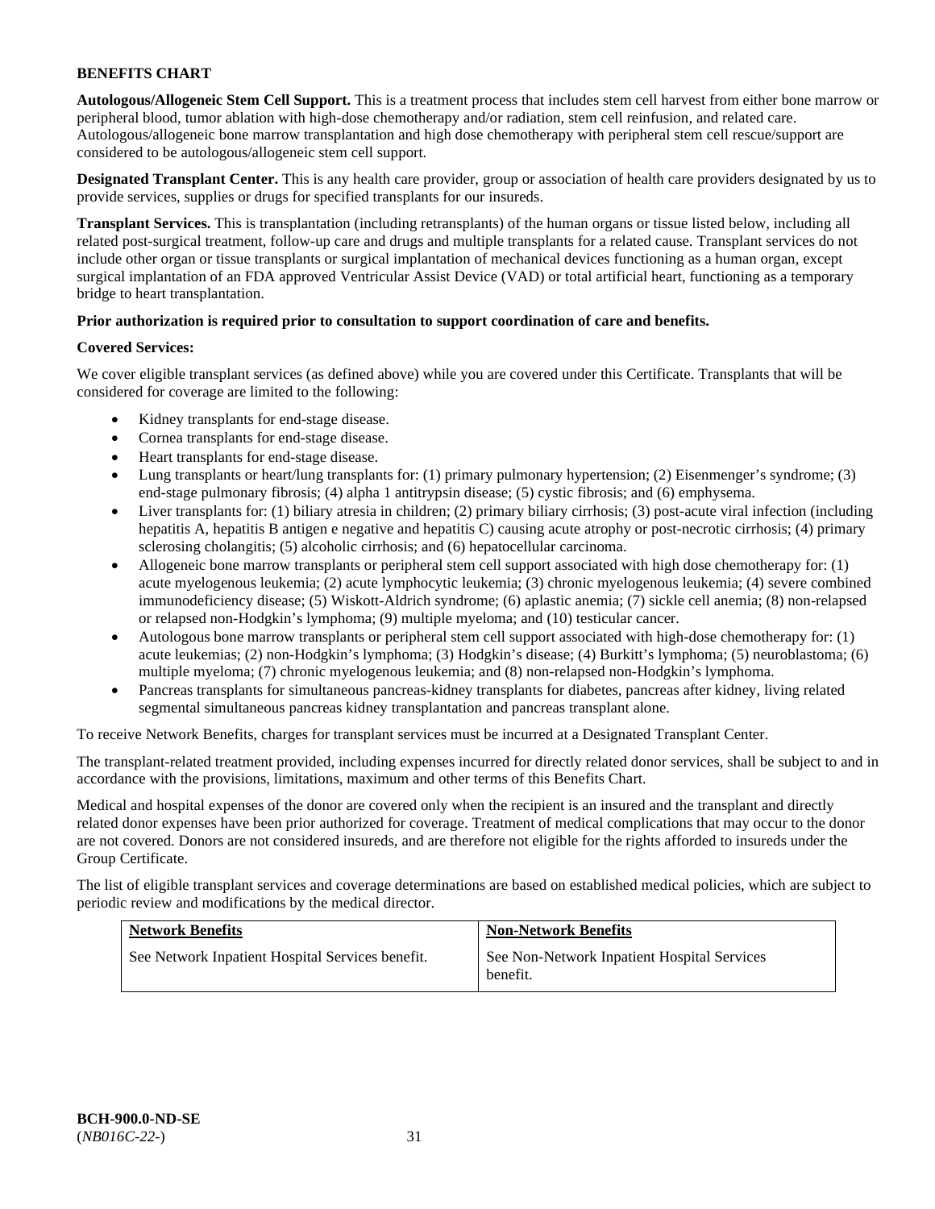**BENEFITS CHART**

**Autologous/Allogeneic Stem Cell Support.** This is a treatment process that includes stem cell harvest from either bone marrow or peripheral blood, tumor ablation with high-dose chemotherapy and/or radiation, stem cell reinfusion, and related care. Autologous/allogeneic bone marrow transplantation and high dose chemotherapy with peripheral stem cell rescue/support are considered to be autologous/allogeneic stem cell support.

**Designated Transplant Center.** This is any health care provider, group or association of health care providers designated by us to provide services, supplies or drugs for specified transplants for our insureds.

**Transplant Services.** This is transplantation (including retransplants) of the human organs or tissue listed below, including all related post-surgical treatment, follow-up care and drugs and multiple transplants for a related cause. Transplant services do not include other organ or tissue transplants or surgical implantation of mechanical devices functioning as a human organ, except surgical implantation of an FDA approved Ventricular Assist Device (VAD) or total artificial heart, functioning as a temporary bridge to heart transplantation.

**Prior authorization is required prior to consultation to support coordination of care and benefits.**

**Covered Services:**

We cover eligible transplant services (as defined above) while you are covered under this Certificate. Transplants that will be considered for coverage are limited to the following:

- Kidney transplants for end-stage disease.
- Cornea transplants for end-stage disease.
- Heart transplants for end-stage disease.
- Lung transplants or heart/lung transplants for: (1) primary pulmonary hypertension; (2) Eisenmenger's syndrome; (3) end-stage pulmonary fibrosis; (4) alpha 1 antitrypsin disease; (5) cystic fibrosis; and (6) emphysema.
- Liver transplants for: (1) biliary atresia in children; (2) primary biliary cirrhosis; (3) post-acute viral infection (including hepatitis A, hepatitis B antigen e negative and hepatitis C) causing acute atrophy or post-necrotic cirrhosis; (4) primary sclerosing cholangitis; (5) alcoholic cirrhosis; and (6) hepatocellular carcinoma.
- Allogeneic bone marrow transplants or peripheral stem cell support associated with high dose chemotherapy for: (1) acute myelogenous leukemia; (2) acute lymphocytic leukemia; (3) chronic myelogenous leukemia; (4) severe combined immunodeficiency disease; (5) Wiskott-Aldrich syndrome; (6) aplastic anemia; (7) sickle cell anemia; (8) non-relapsed or relapsed non-Hodgkin's lymphoma; (9) multiple myeloma; and (10) testicular cancer.
- Autologous bone marrow transplants or peripheral stem cell support associated with high-dose chemotherapy for: (1) acute leukemias; (2) non-Hodgkin's lymphoma; (3) Hodgkin's disease; (4) Burkitt's lymphoma; (5) neuroblastoma; (6) multiple myeloma; (7) chronic myelogenous leukemia; and (8) non-relapsed non-Hodgkin's lymphoma.
- Pancreas transplants for simultaneous pancreas-kidney transplants for diabetes, pancreas after kidney, living related segmental simultaneous pancreas kidney transplantation and pancreas transplant alone.

To receive Network Benefits, charges for transplant services must be incurred at a Designated Transplant Center.

The transplant-related treatment provided, including expenses incurred for directly related donor services, shall be subject to and in accordance with the provisions, limitations, maximum and other terms of this Benefits Chart.

Medical and hospital expenses of the donor are covered only when the recipient is an insured and the transplant and directly related donor expenses have been prior authorized for coverage. Treatment of medical complications that may occur to the donor are not covered. Donors are not considered insureds, and are therefore not eligible for the rights afforded to insureds under the Group Certificate.

The list of eligible transplant services and coverage determinations are based on established medical policies, which are subject to periodic review and modifications by the medical director.

| Network Benefits | Non-Network Benefits |
|---|---|
| See Network Inpatient Hospital Services benefit. | See Non-Network Inpatient Hospital Services benefit. |

**BCH-900.0-ND-SE**
(*NB016C-22-*)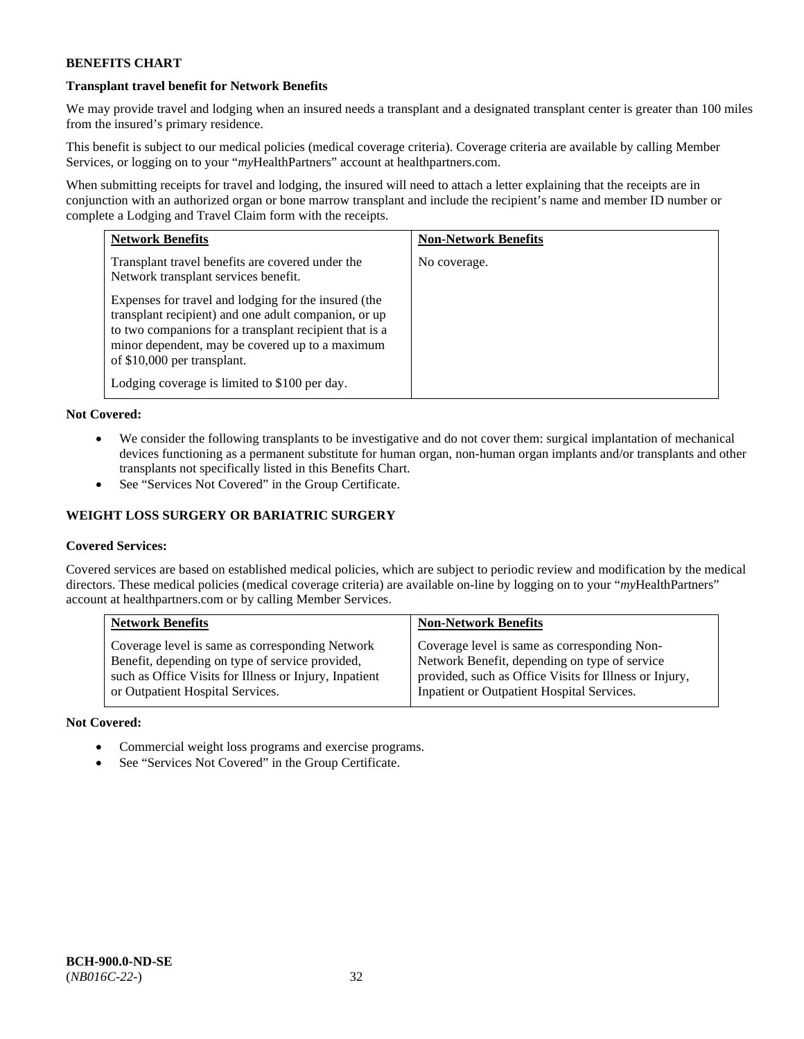**BENEFITS CHART**

**Transplant travel benefit for Network Benefits**

We may provide travel and lodging when an insured needs a transplant and a designated transplant center is greater than 100 miles from the insured's primary residence.

This benefit is subject to our medical policies (medical coverage criteria). Coverage criteria are available by calling Member Services, or logging on to your "*my*HealthPartners" account at healthpartners.com.

When submitting receipts for travel and lodging, the insured will need to attach a letter explaining that the receipts are in conjunction with an authorized organ or bone marrow transplant and include the recipient's name and member ID number or complete a Lodging and Travel Claim form with the receipts.

| Network Benefits | Non-Network Benefits |
|---|---|
| Transplant travel benefits are covered under the Network transplant services benefit.<br><br>Expenses for travel and lodging for the insured (the transplant recipient) and one adult companion, or up to two companions for a transplant recipient that is a minor dependent, may be covered up to a maximum of $10,000 per transplant.<br><br>Lodging coverage is limited to $100 per day. | No coverage. |

**Not Covered:**

- We consider the following transplants to be investigative and do not cover them: surgical implantation of mechanical devices functioning as a permanent substitute for human organ, non-human organ implants and/or transplants and other transplants not specifically listed in this Benefits Chart.
- See "Services Not Covered" in the Group Certificate.

**WEIGHT LOSS SURGERY OR BARIATRIC SURGERY**

**Covered Services:**

Covered services are based on established medical policies, which are subject to periodic review and modification by the medical directors. These medical policies (medical coverage criteria) are available on-line by logging on to your "*my*HealthPartners" account at healthpartners.com or by calling Member Services.

| Network Benefits | Non-Network Benefits |
|---|---|
| Coverage level is same as corresponding Network Benefit, depending on type of service provided, such as Office Visits for Illness or Injury, Inpatient or Outpatient Hospital Services. | Coverage level is same as corresponding Non-Network Benefit, depending on type of service provided, such as Office Visits for Illness or Injury, Inpatient or Outpatient Hospital Services. |

**Not Covered:**

- Commercial weight loss programs and exercise programs.
- See "Services Not Covered" in the Group Certificate.

**BCH-900.0-ND-SE**
(*NB016C-22-*)